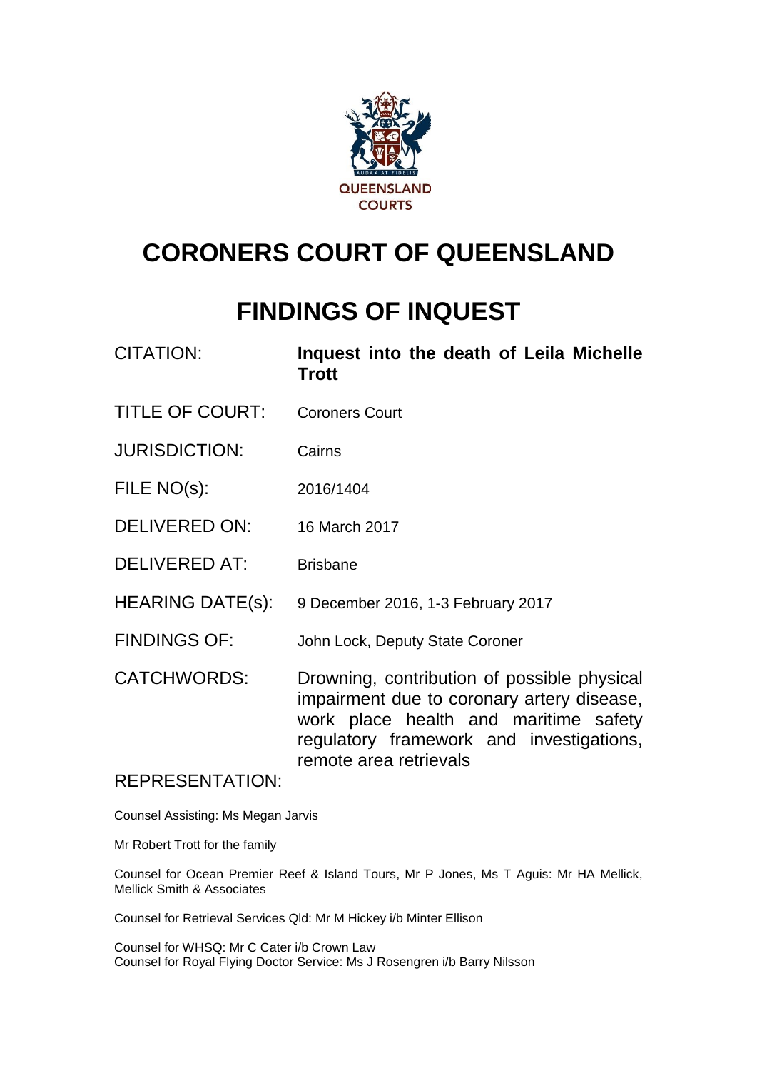QUEENSLAND COURTS

# CORONERS COURT OF QUEENSLAND

# FINDINGS OF INQUEST

| | |
|---|---|
| CITATION: | **Inquest into the death of Leila Michelle Trott** |
| TITLE OF COURT: | Coroners Court |
| JURISDICTION: | Cairns |
| FILE NO(s): | 2016/1404 |
| DELIVERED ON: | 16 March 2017 |
| DELIVERED AT: | Brisbane |
| HEARING DATE(s): | 9 December 2016, 1-3 February 2017 |
| FINDINGS OF: | John Lock, Deputy State Coroner |
| CATCHWORDS: | Drowning, contribution of possible physical impairment due to coronary artery disease, work place health and maritime safety regulatory framework and investigations, remote area retrievals |

REPRESENTATION:

Counsel Assisting: Ms Megan Jarvis

Mr Robert Trott for the family

Counsel for Ocean Premier Reef & Island Tours, Mr P Jones, Ms T Aguis: Mr HA Mellick, Mellick Smith & Associates

Counsel for Retrieval Services Qld: Mr M Hickey i/b Minter Ellison

Counsel for WHSQ: Mr C Cater i/b Crown Law

Counsel for Royal Flying Doctor Service: Ms J Rosengren i/b Barry Nilsson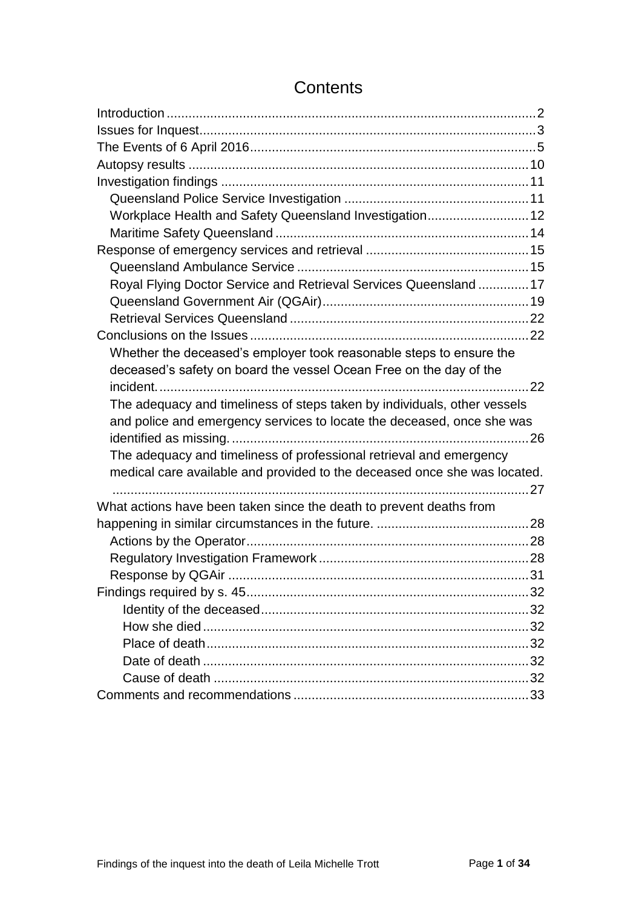# Contents

- Introduction .......... 2
- Issues for Inquest .......... 3
- The Events of 6 April 2016 .......... 5
- Autopsy results .......... 10
- Investigation findings .......... 11
  - Queensland Police Service Investigation .......... 11
  - Workplace Health and Safety Queensland Investigation .......... 12
  - Maritime Safety Queensland .......... 14
- Response of emergency services and retrieval .......... 15
  - Queensland Ambulance Service .......... 15
  - Royal Flying Doctor Service and Retrieval Services Queensland .......... 17
  - Queensland Government Air (QGAir) .......... 19
  - Retrieval Services Queensland .......... 22
- Conclusions on the Issues .......... 22
  - Whether the deceased's employer took reasonable steps to ensure the deceased's safety on board the vessel Ocean Free on the day of the incident. .......... 22
  - The adequacy and timeliness of steps taken by individuals, other vessels and police and emergency services to locate the deceased, once she was identified as missing. .......... 26
  - The adequacy and timeliness of professional retrieval and emergency medical care available and provided to the deceased once she was located. .......... 27
- What actions have been taken since the death to prevent deaths from happening in similar circumstances in the future. .......... 28
  - Actions by the Operator .......... 28
  - Regulatory Investigation Framework .......... 28
  - Response by QGAir .......... 31
- Findings required by s. 45 .......... 32
  - Identity of the deceased .......... 32
  - How she died .......... 32
  - Place of death .......... 32
  - Date of death .......... 32
  - Cause of death .......... 32
- Comments and recommendations .......... 33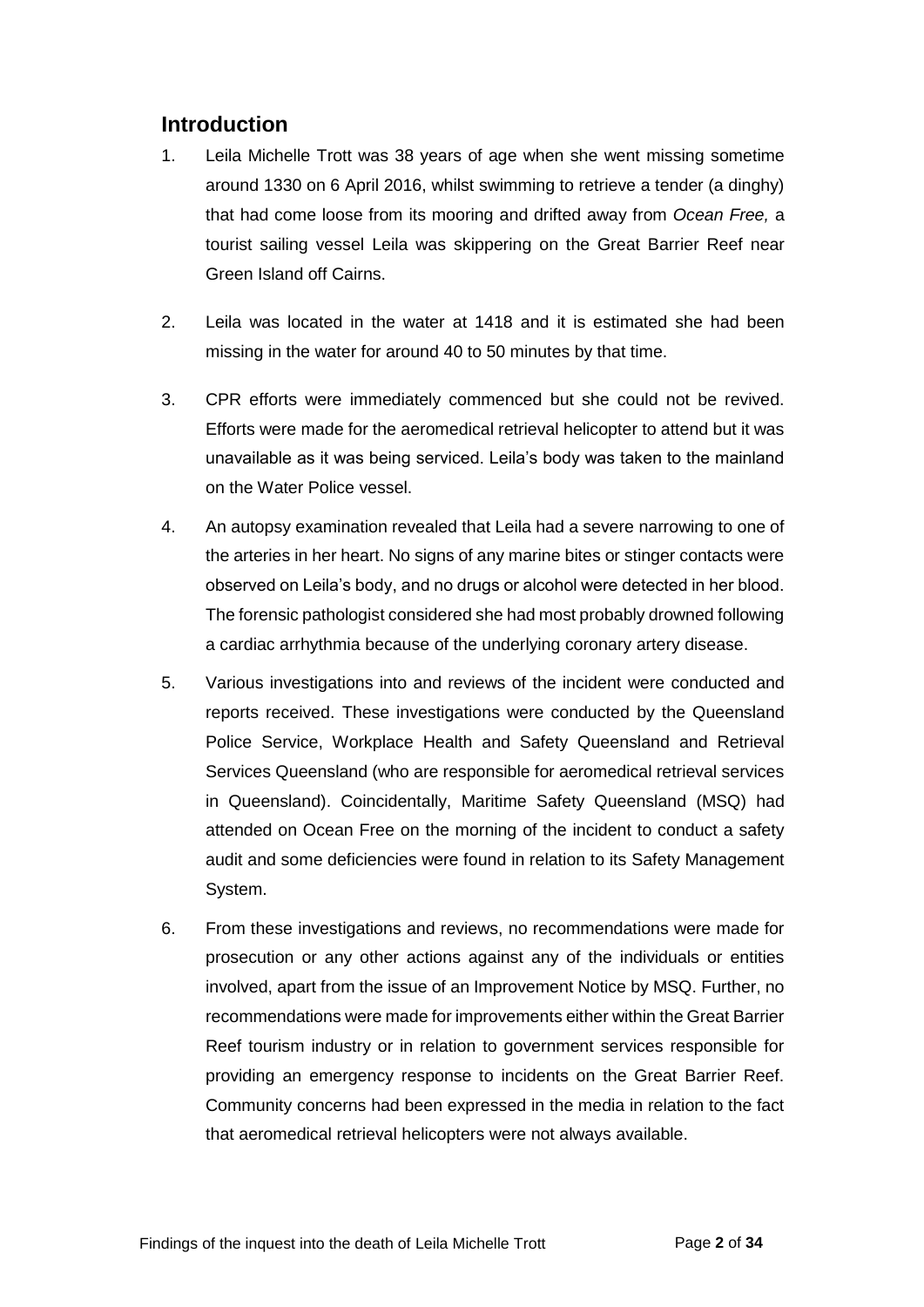## Introduction

1. Leila Michelle Trott was 38 years of age when she went missing sometime around 1330 on 6 April 2016, whilst swimming to retrieve a tender (a dinghy) that had come loose from its mooring and drifted away from *Ocean Free,* a tourist sailing vessel Leila was skippering on the Great Barrier Reef near Green Island off Cairns.

2. Leila was located in the water at 1418 and it is estimated she had been missing in the water for around 40 to 50 minutes by that time.

3. CPR efforts were immediately commenced but she could not be revived. Efforts were made for the aeromedical retrieval helicopter to attend but it was unavailable as it was being serviced. Leila's body was taken to the mainland on the Water Police vessel.

4. An autopsy examination revealed that Leila had a severe narrowing to one of the arteries in her heart. No signs of any marine bites or stinger contacts were observed on Leila's body, and no drugs or alcohol were detected in her blood. The forensic pathologist considered she had most probably drowned following a cardiac arrhythmia because of the underlying coronary artery disease.

5. Various investigations into and reviews of the incident were conducted and reports received. These investigations were conducted by the Queensland Police Service, Workplace Health and Safety Queensland and Retrieval Services Queensland (who are responsible for aeromedical retrieval services in Queensland). Coincidentally, Maritime Safety Queensland (MSQ) had attended on Ocean Free on the morning of the incident to conduct a safety audit and some deficiencies were found in relation to its Safety Management System.

6. From these investigations and reviews, no recommendations were made for prosecution or any other actions against any of the individuals or entities involved, apart from the issue of an Improvement Notice by MSQ. Further, no recommendations were made for improvements either within the Great Barrier Reef tourism industry or in relation to government services responsible for providing an emergency response to incidents on the Great Barrier Reef. Community concerns had been expressed in the media in relation to the fact that aeromedical retrieval helicopters were not always available.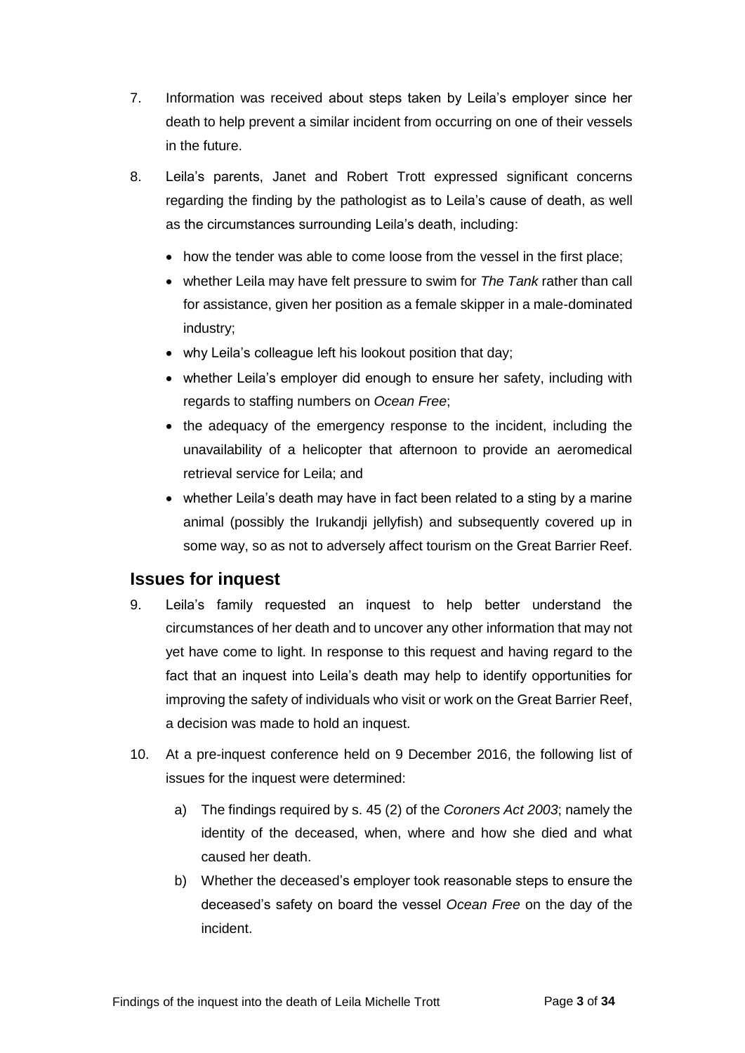7. Information was received about steps taken by Leila's employer since her death to help prevent a similar incident from occurring on one of their vessels in the future.

8. Leila's parents, Janet and Robert Trott expressed significant concerns regarding the finding by the pathologist as to Leila's cause of death, as well as the circumstances surrounding Leila's death, including:

   - how the tender was able to come loose from the vessel in the first place;
   - whether Leila may have felt pressure to swim for *The Tank* rather than call for assistance, given her position as a female skipper in a male-dominated industry;
   - why Leila's colleague left his lookout position that day;
   - whether Leila's employer did enough to ensure her safety, including with regards to staffing numbers on *Ocean Free*;
   - the adequacy of the emergency response to the incident, including the unavailability of a helicopter that afternoon to provide an aeromedical retrieval service for Leila; and
   - whether Leila's death may have in fact been related to a sting by a marine animal (possibly the Irukandji jellyfish) and subsequently covered up in some way, so as not to adversely affect tourism on the Great Barrier Reef.

## Issues for inquest

9. Leila's family requested an inquest to help better understand the circumstances of her death and to uncover any other information that may not yet have come to light. In response to this request and having regard to the fact that an inquest into Leila's death may help to identify opportunities for improving the safety of individuals who visit or work on the Great Barrier Reef, a decision was made to hold an inquest.

10. At a pre-inquest conference held on 9 December 2016, the following list of issues for the inquest were determined:

    a) The findings required by s. 45 (2) of the *Coroners Act 2003*; namely the identity of the deceased, when, where and how she died and what caused her death.

    b) Whether the deceased's employer took reasonable steps to ensure the deceased's safety on board the vessel *Ocean Free* on the day of the incident.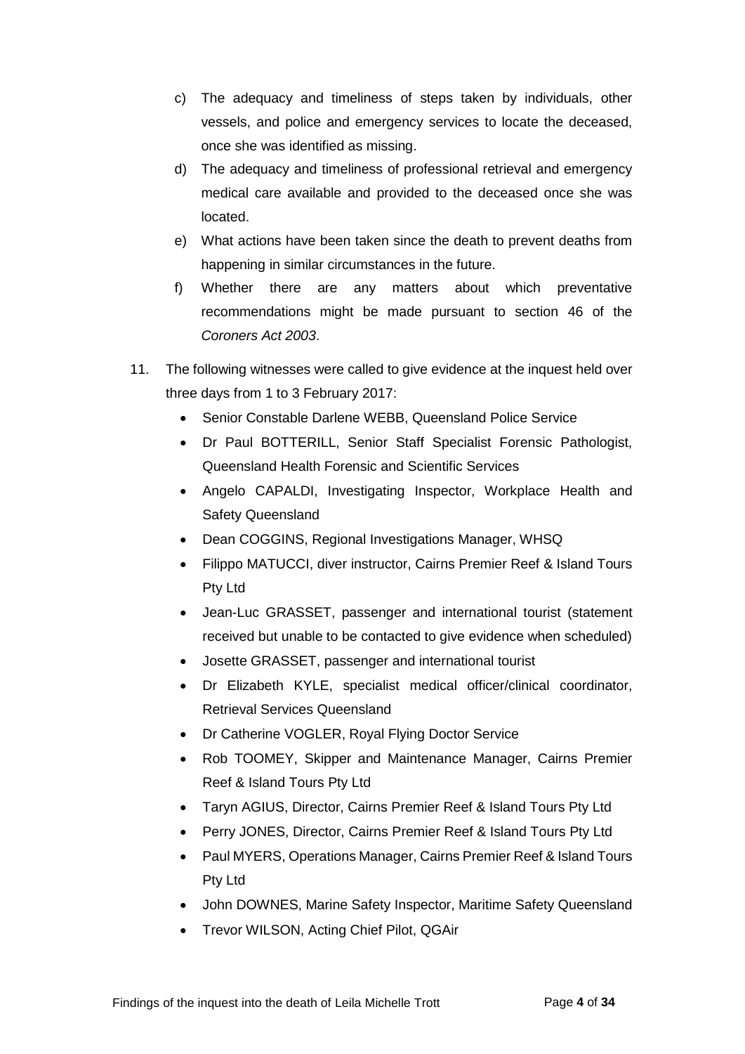c) The adequacy and timeliness of steps taken by individuals, other vessels, and police and emergency services to locate the deceased, once she was identified as missing.

d) The adequacy and timeliness of professional retrieval and emergency medical care available and provided to the deceased once she was located.

e) What actions have been taken since the death to prevent deaths from happening in similar circumstances in the future.

f) Whether there are any matters about which preventative recommendations might be made pursuant to section 46 of the *Coroners Act 2003*.

11. The following witnesses were called to give evidence at the inquest held over three days from 1 to 3 February 2017:

- Senior Constable Darlene WEBB, Queensland Police Service
- Dr Paul BOTTERILL, Senior Staff Specialist Forensic Pathologist, Queensland Health Forensic and Scientific Services
- Angelo CAPALDI, Investigating Inspector, Workplace Health and Safety Queensland
- Dean COGGINS, Regional Investigations Manager, WHSQ
- Filippo MATUCCI, diver instructor, Cairns Premier Reef & Island Tours Pty Ltd
- Jean-Luc GRASSET, passenger and international tourist (statement received but unable to be contacted to give evidence when scheduled)
- Josette GRASSET, passenger and international tourist
- Dr Elizabeth KYLE, specialist medical officer/clinical coordinator, Retrieval Services Queensland
- Dr Catherine VOGLER, Royal Flying Doctor Service
- Rob TOOMEY, Skipper and Maintenance Manager, Cairns Premier Reef & Island Tours Pty Ltd
- Taryn AGIUS, Director, Cairns Premier Reef & Island Tours Pty Ltd
- Perry JONES, Director, Cairns Premier Reef & Island Tours Pty Ltd
- Paul MYERS, Operations Manager, Cairns Premier Reef & Island Tours Pty Ltd
- John DOWNES, Marine Safety Inspector, Maritime Safety Queensland
- Trevor WILSON, Acting Chief Pilot, QGAir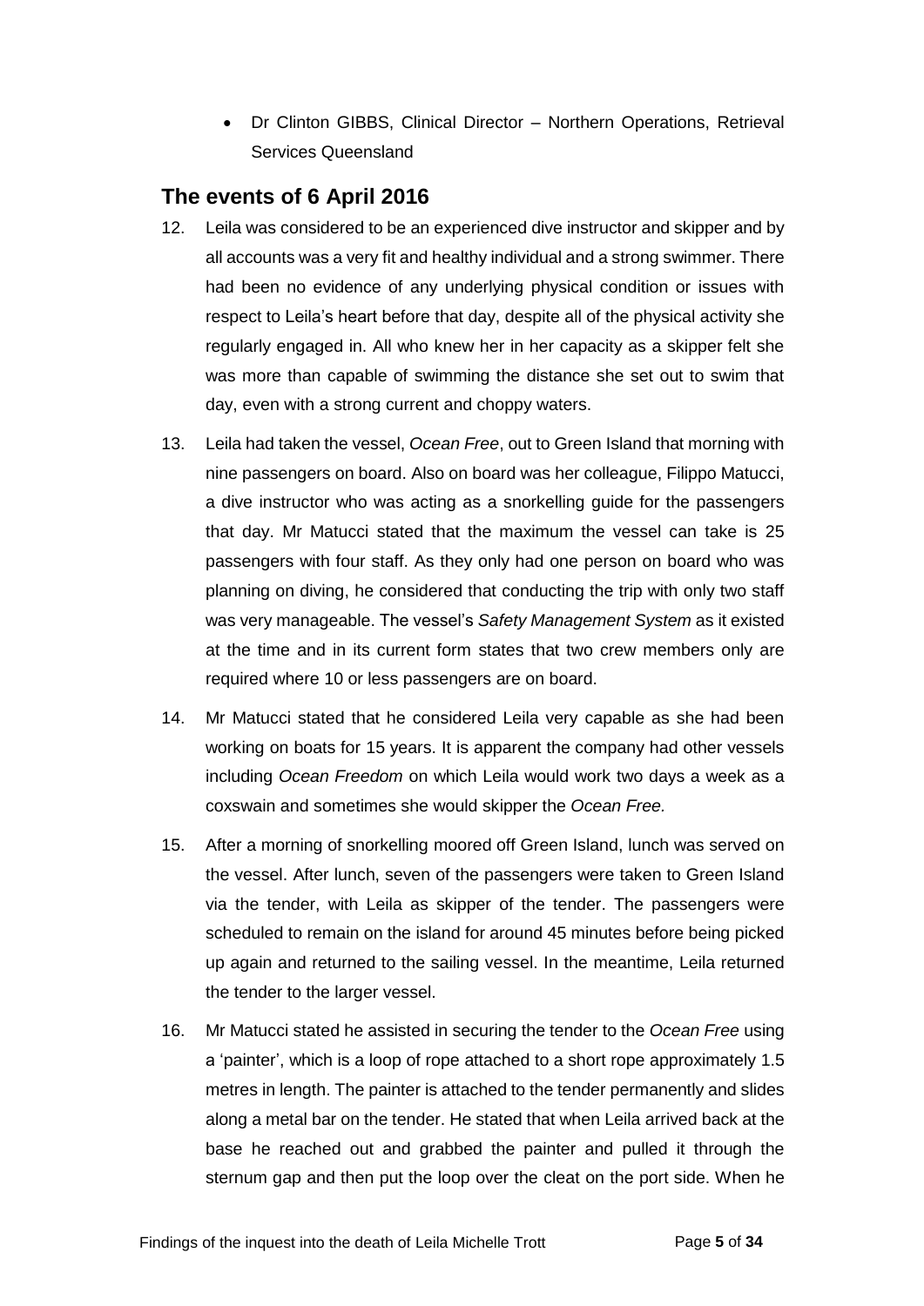- Dr Clinton GIBBS, Clinical Director – Northern Operations, Retrieval Services Queensland

## The events of 6 April 2016

12. Leila was considered to be an experienced dive instructor and skipper and by all accounts was a very fit and healthy individual and a strong swimmer. There had been no evidence of any underlying physical condition or issues with respect to Leila's heart before that day, despite all of the physical activity she regularly engaged in. All who knew her in her capacity as a skipper felt she was more than capable of swimming the distance she set out to swim that day, even with a strong current and choppy waters.

13. Leila had taken the vessel, *Ocean Free*, out to Green Island that morning with nine passengers on board. Also on board was her colleague, Filippo Matucci, a dive instructor who was acting as a snorkelling guide for the passengers that day. Mr Matucci stated that the maximum the vessel can take is 25 passengers with four staff. As they only had one person on board who was planning on diving, he considered that conducting the trip with only two staff was very manageable. The vessel's *Safety Management System* as it existed at the time and in its current form states that two crew members only are required where 10 or less passengers are on board.

14. Mr Matucci stated that he considered Leila very capable as she had been working on boats for 15 years. It is apparent the company had other vessels including *Ocean Freedom* on which Leila would work two days a week as a coxswain and sometimes she would skipper the *Ocean Free.*

15. After a morning of snorkelling moored off Green Island, lunch was served on the vessel. After lunch, seven of the passengers were taken to Green Island via the tender, with Leila as skipper of the tender. The passengers were scheduled to remain on the island for around 45 minutes before being picked up again and returned to the sailing vessel. In the meantime, Leila returned the tender to the larger vessel.

16. Mr Matucci stated he assisted in securing the tender to the *Ocean Free* using a 'painter', which is a loop of rope attached to a short rope approximately 1.5 metres in length. The painter is attached to the tender permanently and slides along a metal bar on the tender. He stated that when Leila arrived back at the base he reached out and grabbed the painter and pulled it through the sternum gap and then put the loop over the cleat on the port side. When he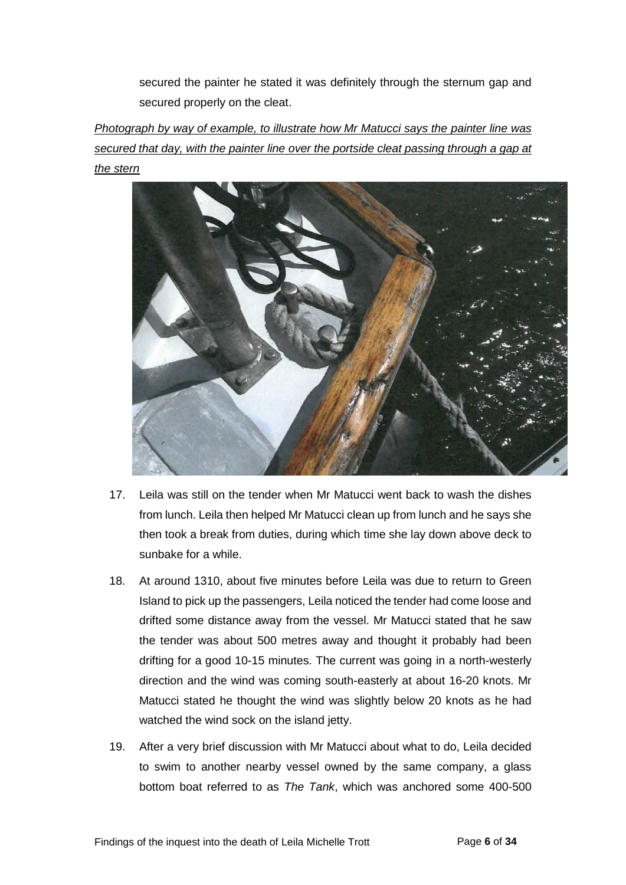secured the painter he stated it was definitely through the sternum gap and secured properly on the cleat.

*Photograph by way of example, to illustrate how Mr Matucci says the painter line was secured that day, with the painter line over the portside cleat passing through a gap at the stern*

17. Leila was still on the tender when Mr Matucci went back to wash the dishes from lunch. Leila then helped Mr Matucci clean up from lunch and he says she then took a break from duties, during which time she lay down above deck to sunbake for a while.

18. At around 1310, about five minutes before Leila was due to return to Green Island to pick up the passengers, Leila noticed the tender had come loose and drifted some distance away from the vessel. Mr Matucci stated that he saw the tender was about 500 metres away and thought it probably had been drifting for a good 10-15 minutes. The current was going in a north-westerly direction and the wind was coming south-easterly at about 16-20 knots. Mr Matucci stated he thought the wind was slightly below 20 knots as he had watched the wind sock on the island jetty.

19. After a very brief discussion with Mr Matucci about what to do, Leila decided to swim to another nearby vessel owned by the same company, a glass bottom boat referred to as *The Tank*, which was anchored some 400-500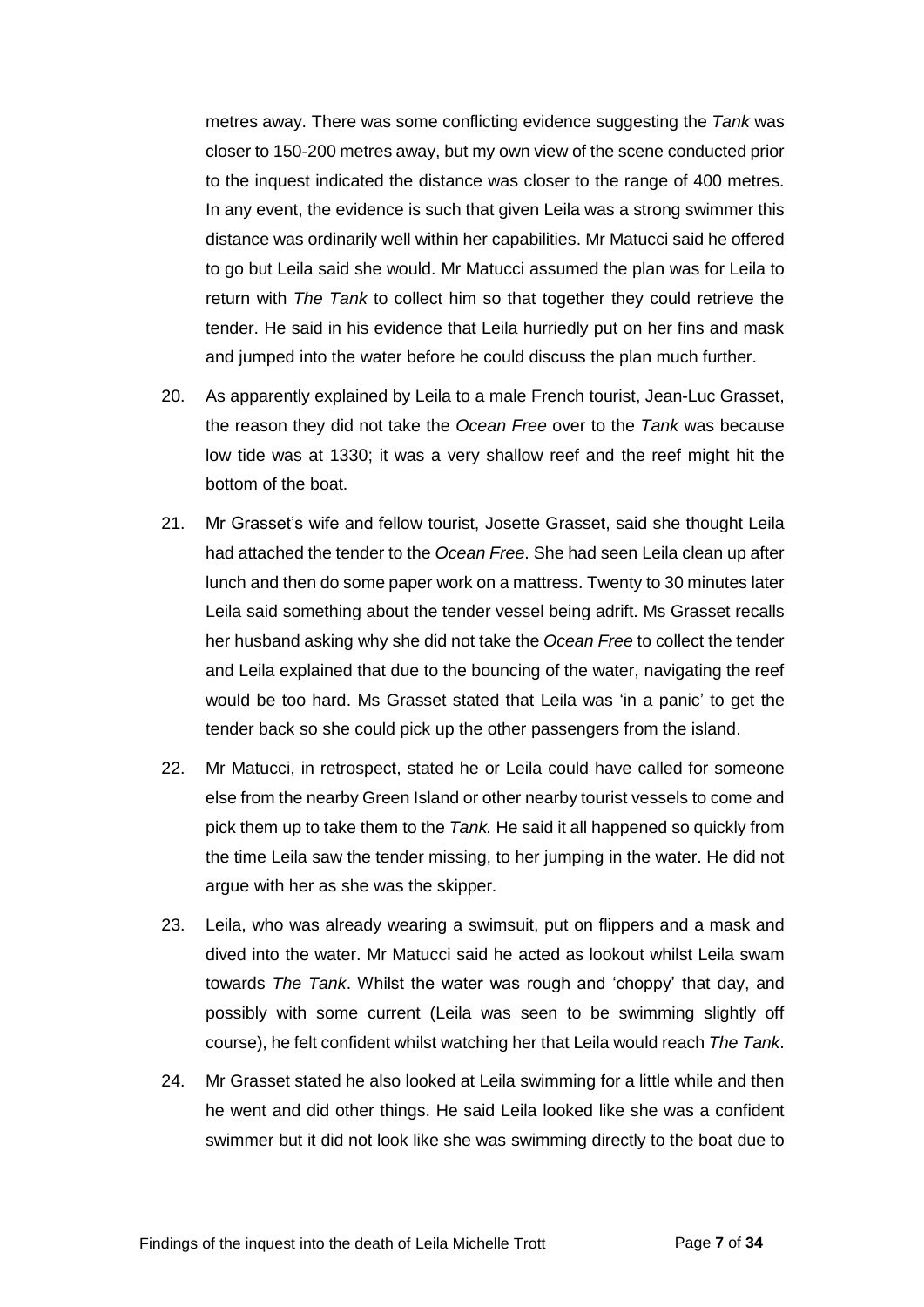metres away. There was some conflicting evidence suggesting the *Tank* was closer to 150-200 metres away, but my own view of the scene conducted prior to the inquest indicated the distance was closer to the range of 400 metres. In any event, the evidence is such that given Leila was a strong swimmer this distance was ordinarily well within her capabilities. Mr Matucci said he offered to go but Leila said she would. Mr Matucci assumed the plan was for Leila to return with *The Tank* to collect him so that together they could retrieve the tender. He said in his evidence that Leila hurriedly put on her fins and mask and jumped into the water before he could discuss the plan much further.

20. As apparently explained by Leila to a male French tourist, Jean-Luc Grasset, the reason they did not take the *Ocean Free* over to the *Tank* was because low tide was at 1330; it was a very shallow reef and the reef might hit the bottom of the boat.

21. Mr Grasset's wife and fellow tourist, Josette Grasset, said she thought Leila had attached the tender to the *Ocean Free*. She had seen Leila clean up after lunch and then do some paper work on a mattress. Twenty to 30 minutes later Leila said something about the tender vessel being adrift. Ms Grasset recalls her husband asking why she did not take the *Ocean Free* to collect the tender and Leila explained that due to the bouncing of the water, navigating the reef would be too hard. Ms Grasset stated that Leila was 'in a panic' to get the tender back so she could pick up the other passengers from the island.

22. Mr Matucci, in retrospect, stated he or Leila could have called for someone else from the nearby Green Island or other nearby tourist vessels to come and pick them up to take them to the *Tank.* He said it all happened so quickly from the time Leila saw the tender missing, to her jumping in the water. He did not argue with her as she was the skipper.

23. Leila, who was already wearing a swimsuit, put on flippers and a mask and dived into the water. Mr Matucci said he acted as lookout whilst Leila swam towards *The Tank*. Whilst the water was rough and 'choppy' that day, and possibly with some current (Leila was seen to be swimming slightly off course), he felt confident whilst watching her that Leila would reach *The Tank*.

24. Mr Grasset stated he also looked at Leila swimming for a little while and then he went and did other things. He said Leila looked like she was a confident swimmer but it did not look like she was swimming directly to the boat due to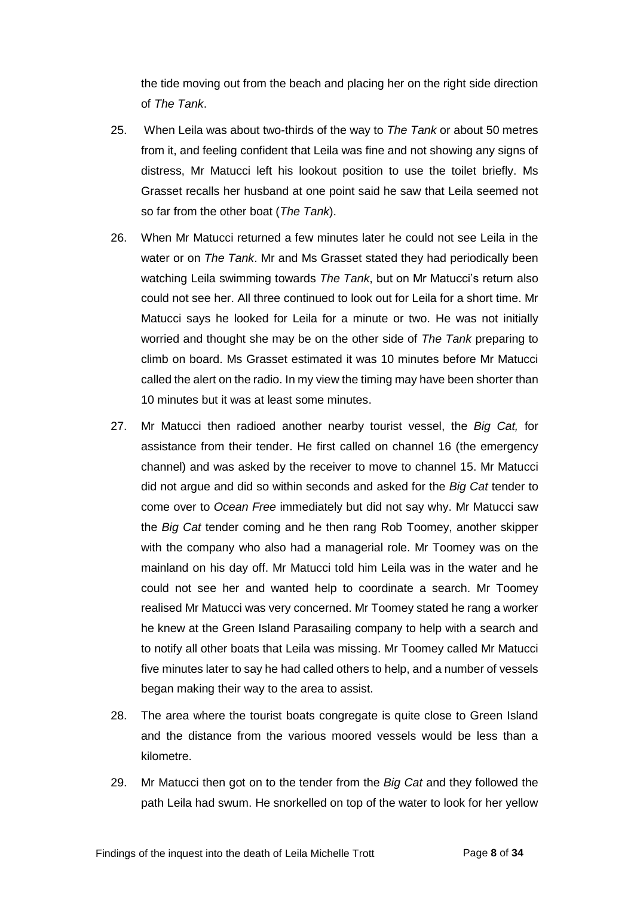the tide moving out from the beach and placing her on the right side direction of *The Tank*.

25. When Leila was about two-thirds of the way to *The Tank* or about 50 metres from it, and feeling confident that Leila was fine and not showing any signs of distress, Mr Matucci left his lookout position to use the toilet briefly. Ms Grasset recalls her husband at one point said he saw that Leila seemed not so far from the other boat (*The Tank*).

26. When Mr Matucci returned a few minutes later he could not see Leila in the water or on *The Tank*. Mr and Ms Grasset stated they had periodically been watching Leila swimming towards *The Tank*, but on Mr Matucci's return also could not see her. All three continued to look out for Leila for a short time. Mr Matucci says he looked for Leila for a minute or two. He was not initially worried and thought she may be on the other side of *The Tank* preparing to climb on board. Ms Grasset estimated it was 10 minutes before Mr Matucci called the alert on the radio. In my view the timing may have been shorter than 10 minutes but it was at least some minutes.

27. Mr Matucci then radioed another nearby tourist vessel, the *Big Cat,* for assistance from their tender. He first called on channel 16 (the emergency channel) and was asked by the receiver to move to channel 15. Mr Matucci did not argue and did so within seconds and asked for the *Big Cat* tender to come over to *Ocean Free* immediately but did not say why. Mr Matucci saw the *Big Cat* tender coming and he then rang Rob Toomey, another skipper with the company who also had a managerial role. Mr Toomey was on the mainland on his day off. Mr Matucci told him Leila was in the water and he could not see her and wanted help to coordinate a search. Mr Toomey realised Mr Matucci was very concerned. Mr Toomey stated he rang a worker he knew at the Green Island Parasailing company to help with a search and to notify all other boats that Leila was missing. Mr Toomey called Mr Matucci five minutes later to say he had called others to help, and a number of vessels began making their way to the area to assist.

28. The area where the tourist boats congregate is quite close to Green Island and the distance from the various moored vessels would be less than a kilometre.

29. Mr Matucci then got on to the tender from the *Big Cat* and they followed the path Leila had swum. He snorkelled on top of the water to look for her yellow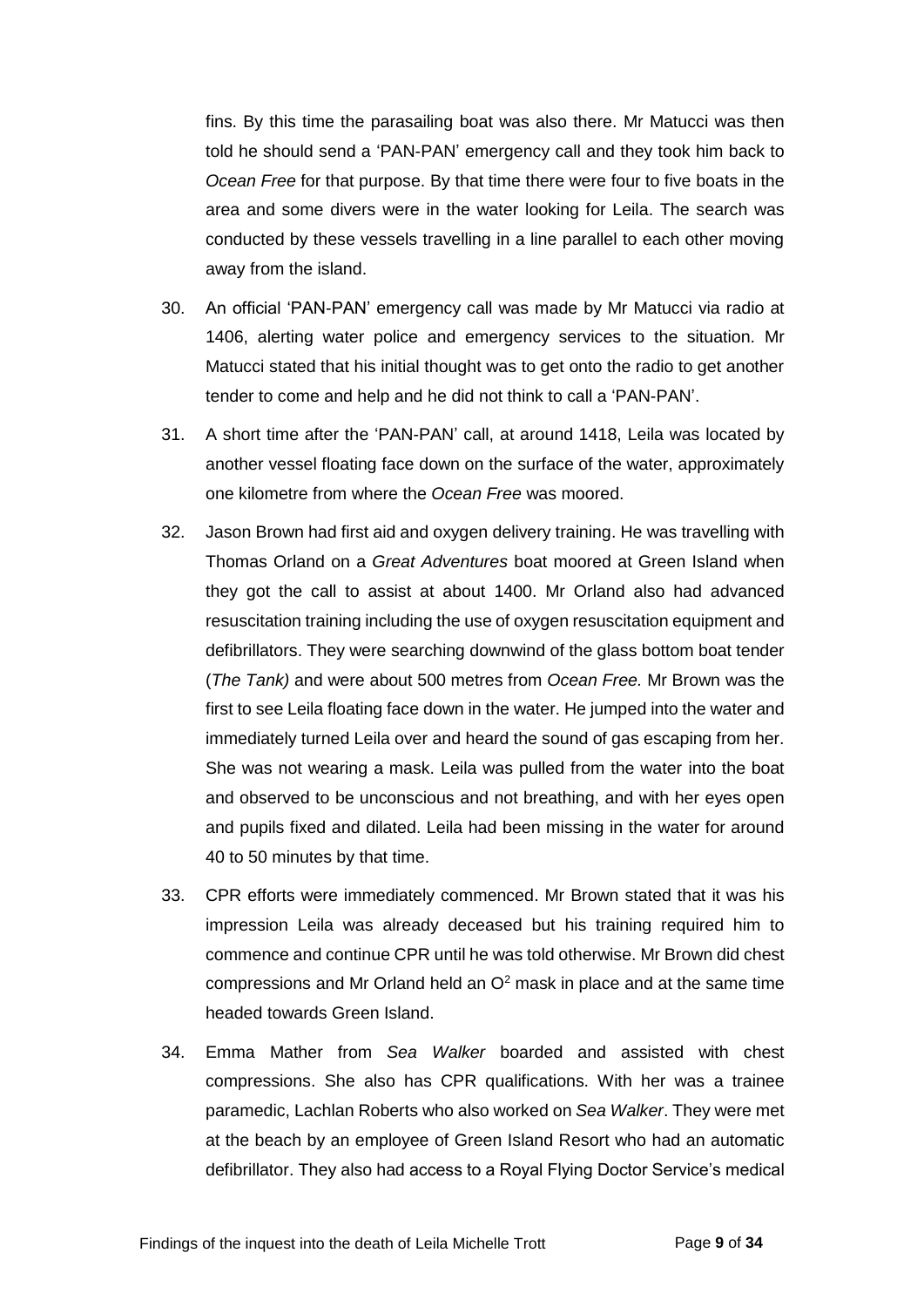fins. By this time the parasailing boat was also there. Mr Matucci was then told he should send a 'PAN-PAN' emergency call and they took him back to *Ocean Free* for that purpose. By that time there were four to five boats in the area and some divers were in the water looking for Leila. The search was conducted by these vessels travelling in a line parallel to each other moving away from the island.

30. An official 'PAN-PAN' emergency call was made by Mr Matucci via radio at 1406, alerting water police and emergency services to the situation. Mr Matucci stated that his initial thought was to get onto the radio to get another tender to come and help and he did not think to call a 'PAN-PAN'.

31. A short time after the 'PAN-PAN' call, at around 1418, Leila was located by another vessel floating face down on the surface of the water, approximately one kilometre from where the *Ocean Free* was moored.

32. Jason Brown had first aid and oxygen delivery training. He was travelling with Thomas Orland on a *Great Adventures* boat moored at Green Island when they got the call to assist at about 1400. Mr Orland also had advanced resuscitation training including the use of oxygen resuscitation equipment and defibrillators. They were searching downwind of the glass bottom boat tender (*The Tank)* and were about 500 metres from *Ocean Free.* Mr Brown was the first to see Leila floating face down in the water. He jumped into the water and immediately turned Leila over and heard the sound of gas escaping from her. She was not wearing a mask. Leila was pulled from the water into the boat and observed to be unconscious and not breathing, and with her eyes open and pupils fixed and dilated. Leila had been missing in the water for around 40 to 50 minutes by that time.

33. CPR efforts were immediately commenced. Mr Brown stated that it was his impression Leila was already deceased but his training required him to commence and continue CPR until he was told otherwise. Mr Brown did chest compressions and Mr Orland held an $O^2$ mask in place and at the same time headed towards Green Island.

34. Emma Mather from *Sea Walker* boarded and assisted with chest compressions. She also has CPR qualifications. With her was a trainee paramedic, Lachlan Roberts who also worked on *Sea Walker*. They were met at the beach by an employee of Green Island Resort who had an automatic defibrillator. They also had access to a Royal Flying Doctor Service's medical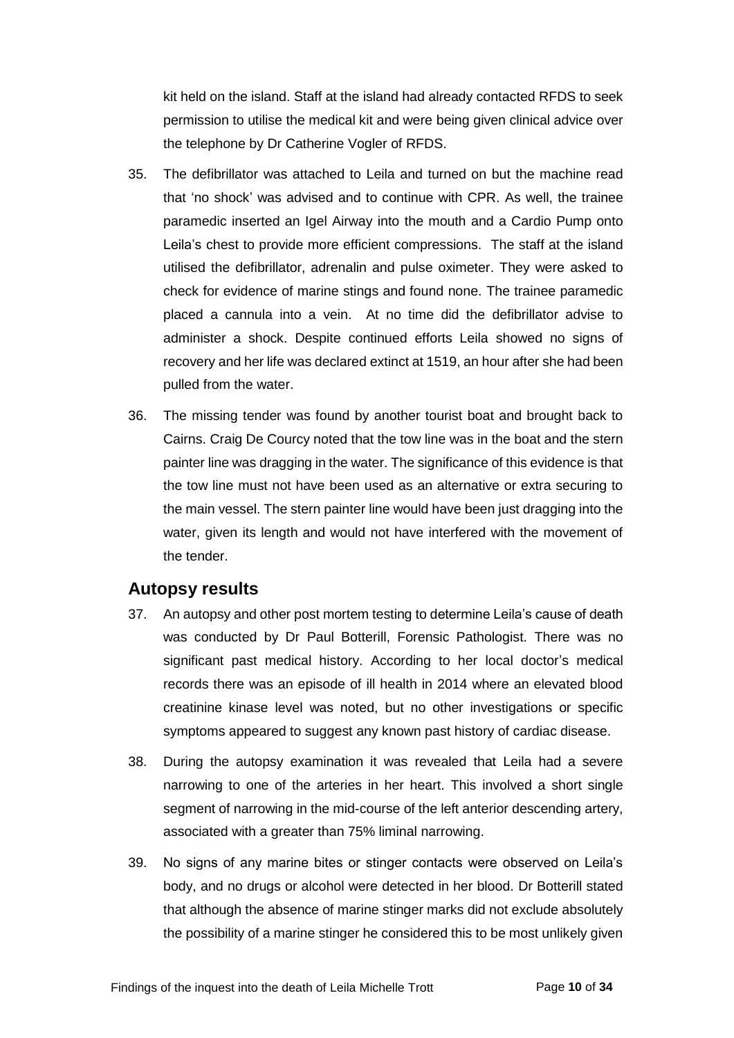kit held on the island. Staff at the island had already contacted RFDS to seek permission to utilise the medical kit and were being given clinical advice over the telephone by Dr Catherine Vogler of RFDS.

35. The defibrillator was attached to Leila and turned on but the machine read that 'no shock' was advised and to continue with CPR. As well, the trainee paramedic inserted an Igel Airway into the mouth and a Cardio Pump onto Leila's chest to provide more efficient compressions. The staff at the island utilised the defibrillator, adrenalin and pulse oximeter. They were asked to check for evidence of marine stings and found none. The trainee paramedic placed a cannula into a vein. At no time did the defibrillator advise to administer a shock. Despite continued efforts Leila showed no signs of recovery and her life was declared extinct at 1519, an hour after she had been pulled from the water.

36. The missing tender was found by another tourist boat and brought back to Cairns. Craig De Courcy noted that the tow line was in the boat and the stern painter line was dragging in the water. The significance of this evidence is that the tow line must not have been used as an alternative or extra securing to the main vessel. The stern painter line would have been just dragging into the water, given its length and would not have interfered with the movement of the tender.

## Autopsy results

37. An autopsy and other post mortem testing to determine Leila's cause of death was conducted by Dr Paul Botterill, Forensic Pathologist. There was no significant past medical history. According to her local doctor's medical records there was an episode of ill health in 2014 where an elevated blood creatinine kinase level was noted, but no other investigations or specific symptoms appeared to suggest any known past history of cardiac disease.

38. During the autopsy examination it was revealed that Leila had a severe narrowing to one of the arteries in her heart. This involved a short single segment of narrowing in the mid-course of the left anterior descending artery, associated with a greater than 75% liminal narrowing.

39. No signs of any marine bites or stinger contacts were observed on Leila's body, and no drugs or alcohol were detected in her blood. Dr Botterill stated that although the absence of marine stinger marks did not exclude absolutely the possibility of a marine stinger he considered this to be most unlikely given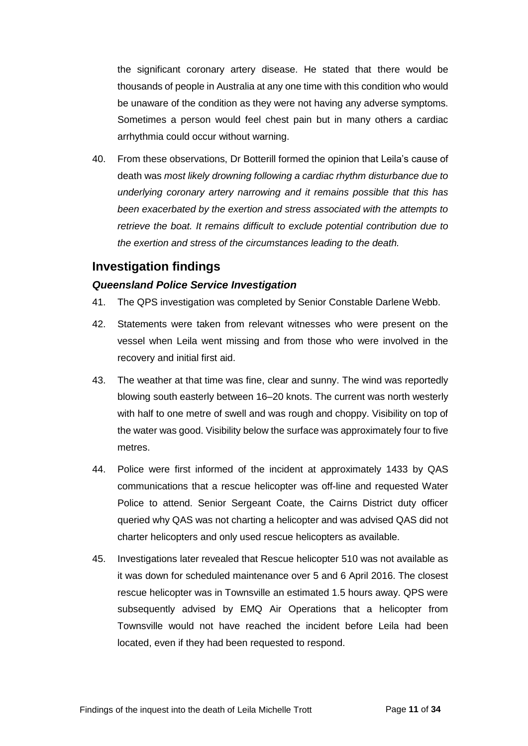the significant coronary artery disease. He stated that there would be thousands of people in Australia at any one time with this condition who would be unaware of the condition as they were not having any adverse symptoms. Sometimes a person would feel chest pain but in many others a cardiac arrhythmia could occur without warning.

40. From these observations, Dr Botterill formed the opinion that Leila's cause of death was *most likely drowning following a cardiac rhythm disturbance due to underlying coronary artery narrowing and it remains possible that this has been exacerbated by the exertion and stress associated with the attempts to retrieve the boat. It remains difficult to exclude potential contribution due to the exertion and stress of the circumstances leading to the death.*

## Investigation findings

### *Queensland Police Service Investigation*

41. The QPS investigation was completed by Senior Constable Darlene Webb.

42. Statements were taken from relevant witnesses who were present on the vessel when Leila went missing and from those who were involved in the recovery and initial first aid.

43. The weather at that time was fine, clear and sunny. The wind was reportedly blowing south easterly between 16–20 knots. The current was north westerly with half to one metre of swell and was rough and choppy. Visibility on top of the water was good. Visibility below the surface was approximately four to five metres.

44. Police were first informed of the incident at approximately 1433 by QAS communications that a rescue helicopter was off-line and requested Water Police to attend. Senior Sergeant Coate, the Cairns District duty officer queried why QAS was not charting a helicopter and was advised QAS did not charter helicopters and only used rescue helicopters as available.

45. Investigations later revealed that Rescue helicopter 510 was not available as it was down for scheduled maintenance over 5 and 6 April 2016. The closest rescue helicopter was in Townsville an estimated 1.5 hours away. QPS were subsequently advised by EMQ Air Operations that a helicopter from Townsville would not have reached the incident before Leila had been located, even if they had been requested to respond.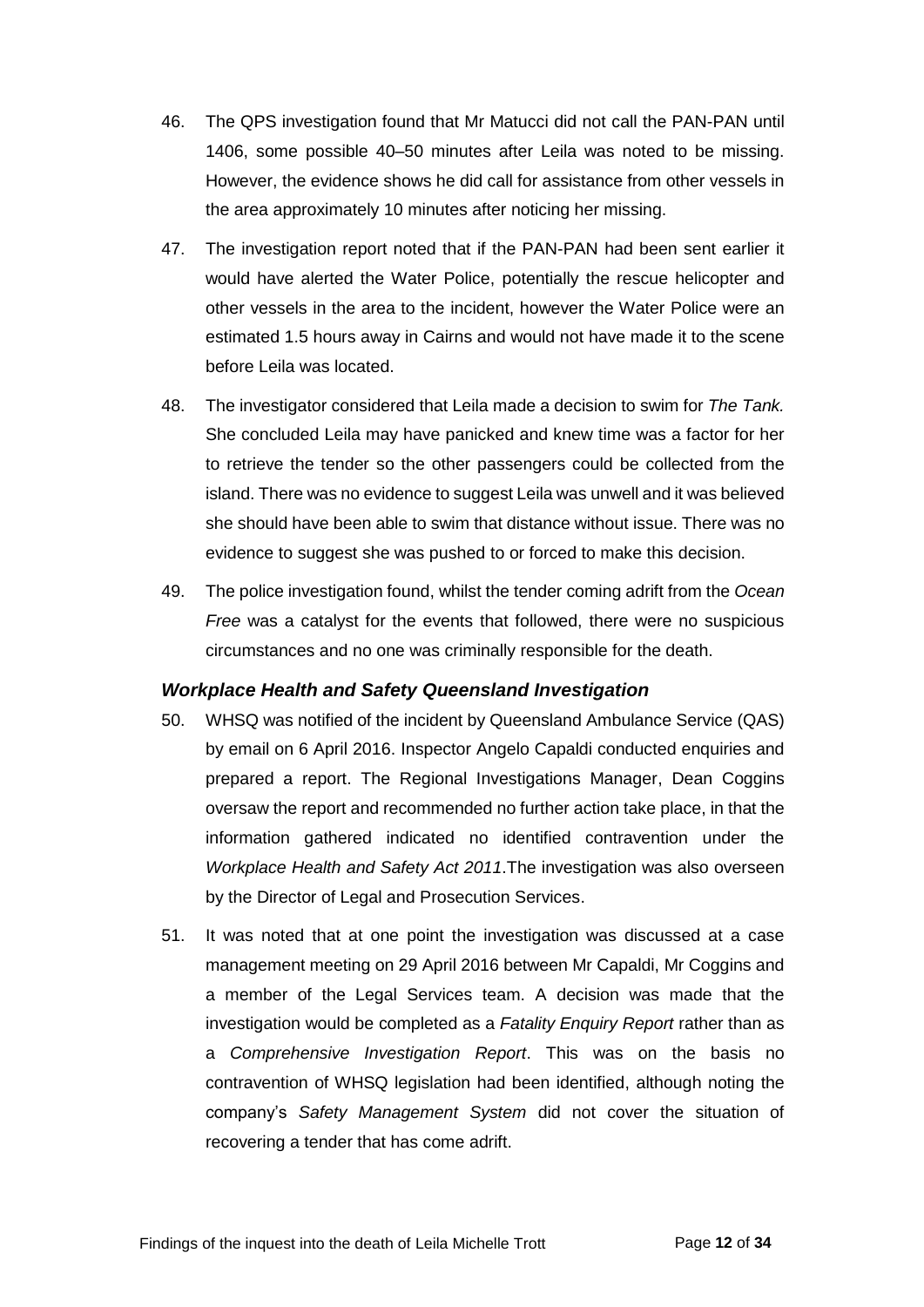46. The QPS investigation found that Mr Matucci did not call the PAN-PAN until 1406, some possible 40–50 minutes after Leila was noted to be missing. However, the evidence shows he did call for assistance from other vessels in the area approximately 10 minutes after noticing her missing.

47. The investigation report noted that if the PAN-PAN had been sent earlier it would have alerted the Water Police, potentially the rescue helicopter and other vessels in the area to the incident, however the Water Police were an estimated 1.5 hours away in Cairns and would not have made it to the scene before Leila was located.

48. The investigator considered that Leila made a decision to swim for *The Tank.* She concluded Leila may have panicked and knew time was a factor for her to retrieve the tender so the other passengers could be collected from the island. There was no evidence to suggest Leila was unwell and it was believed she should have been able to swim that distance without issue. There was no evidence to suggest she was pushed to or forced to make this decision.

49. The police investigation found, whilst the tender coming adrift from the *Ocean Free* was a catalyst for the events that followed, there were no suspicious circumstances and no one was criminally responsible for the death.

### *Workplace Health and Safety Queensland Investigation*

50. WHSQ was notified of the incident by Queensland Ambulance Service (QAS) by email on 6 April 2016. Inspector Angelo Capaldi conducted enquiries and prepared a report. The Regional Investigations Manager, Dean Coggins oversaw the report and recommended no further action take place, in that the information gathered indicated no identified contravention under the *Workplace Health and Safety Act 2011*.The investigation was also overseen by the Director of Legal and Prosecution Services.

51. It was noted that at one point the investigation was discussed at a case management meeting on 29 April 2016 between Mr Capaldi, Mr Coggins and a member of the Legal Services team. A decision was made that the investigation would be completed as a *Fatality Enquiry Report* rather than as a *Comprehensive Investigation Report*. This was on the basis no contravention of WHSQ legislation had been identified, although noting the company's *Safety Management System* did not cover the situation of recovering a tender that has come adrift.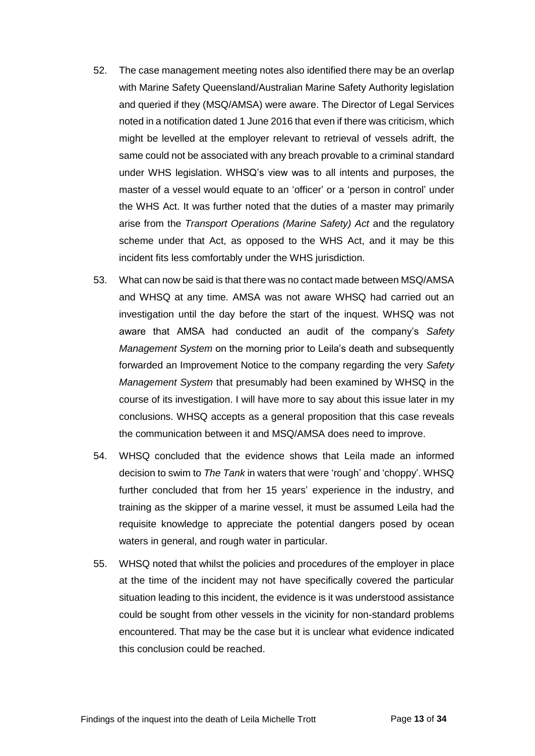52. The case management meeting notes also identified there may be an overlap with Marine Safety Queensland/Australian Marine Safety Authority legislation and queried if they (MSQ/AMSA) were aware. The Director of Legal Services noted in a notification dated 1 June 2016 that even if there was criticism, which might be levelled at the employer relevant to retrieval of vessels adrift, the same could not be associated with any breach provable to a criminal standard under WHS legislation. WHSQ's view was to all intents and purposes, the master of a vessel would equate to an 'officer' or a 'person in control' under the WHS Act. It was further noted that the duties of a master may primarily arise from the *Transport Operations (Marine Safety) Act* and the regulatory scheme under that Act, as opposed to the WHS Act, and it may be this incident fits less comfortably under the WHS jurisdiction.

53. What can now be said is that there was no contact made between MSQ/AMSA and WHSQ at any time. AMSA was not aware WHSQ had carried out an investigation until the day before the start of the inquest. WHSQ was not aware that AMSA had conducted an audit of the company's *Safety Management System* on the morning prior to Leila's death and subsequently forwarded an Improvement Notice to the company regarding the very *Safety Management System* that presumably had been examined by WHSQ in the course of its investigation. I will have more to say about this issue later in my conclusions. WHSQ accepts as a general proposition that this case reveals the communication between it and MSQ/AMSA does need to improve.

54. WHSQ concluded that the evidence shows that Leila made an informed decision to swim to *The Tank* in waters that were 'rough' and 'choppy'. WHSQ further concluded that from her 15 years' experience in the industry, and training as the skipper of a marine vessel, it must be assumed Leila had the requisite knowledge to appreciate the potential dangers posed by ocean waters in general, and rough water in particular.

55. WHSQ noted that whilst the policies and procedures of the employer in place at the time of the incident may not have specifically covered the particular situation leading to this incident, the evidence is it was understood assistance could be sought from other vessels in the vicinity for non-standard problems encountered. That may be the case but it is unclear what evidence indicated this conclusion could be reached.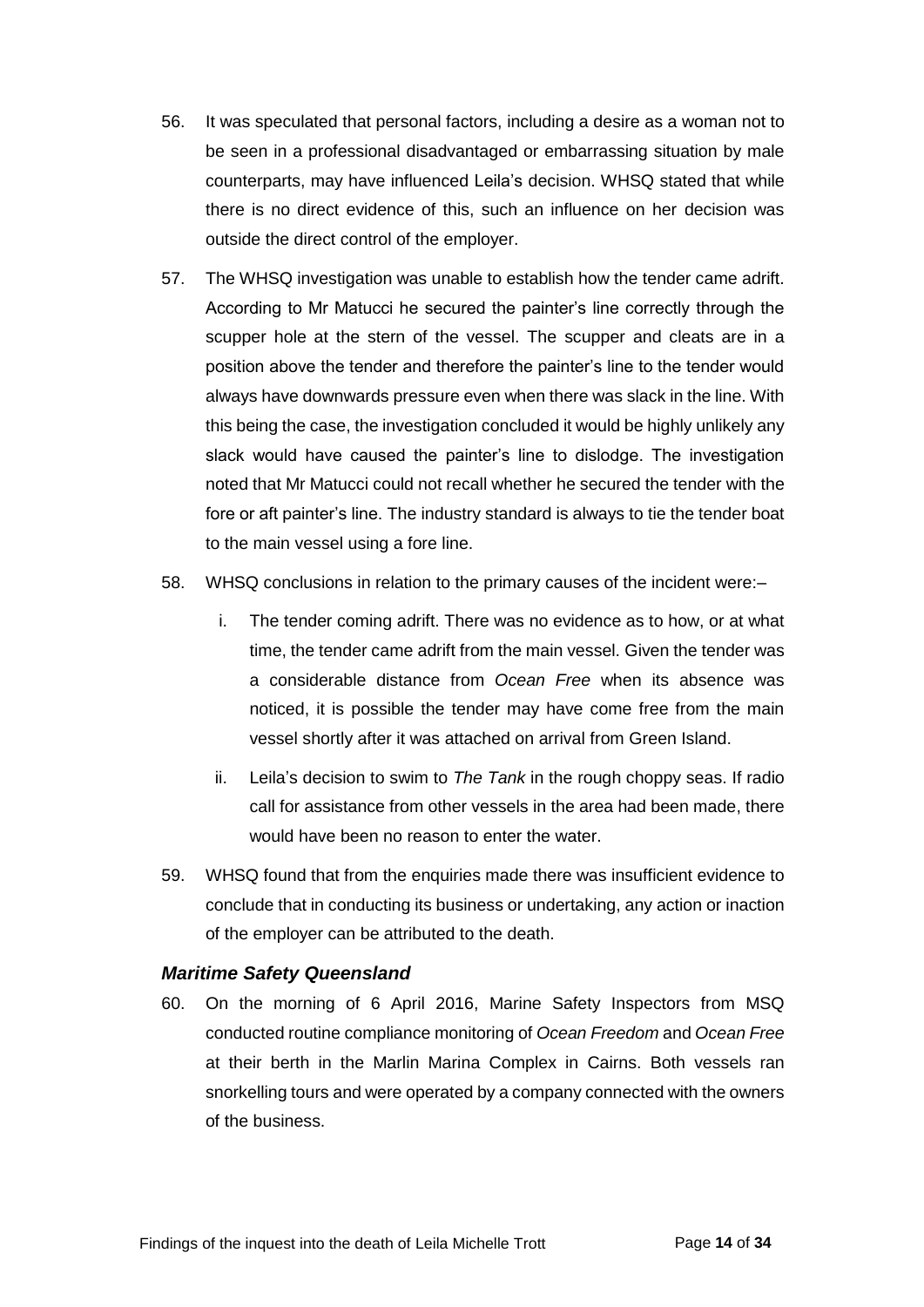56. It was speculated that personal factors, including a desire as a woman not to be seen in a professional disadvantaged or embarrassing situation by male counterparts, may have influenced Leila's decision. WHSQ stated that while there is no direct evidence of this, such an influence on her decision was outside the direct control of the employer.

57. The WHSQ investigation was unable to establish how the tender came adrift. According to Mr Matucci he secured the painter's line correctly through the scupper hole at the stern of the vessel. The scupper and cleats are in a position above the tender and therefore the painter's line to the tender would always have downwards pressure even when there was slack in the line. With this being the case, the investigation concluded it would be highly unlikely any slack would have caused the painter's line to dislodge. The investigation noted that Mr Matucci could not recall whether he secured the tender with the fore or aft painter's line. The industry standard is always to tie the tender boat to the main vessel using a fore line.

58. WHSQ conclusions in relation to the primary causes of the incident were:–

    i. The tender coming adrift. There was no evidence as to how, or at what time, the tender came adrift from the main vessel. Given the tender was a considerable distance from *Ocean Free* when its absence was noticed, it is possible the tender may have come free from the main vessel shortly after it was attached on arrival from Green Island.

    ii. Leila's decision to swim to *The Tank* in the rough choppy seas. If radio call for assistance from other vessels in the area had been made, there would have been no reason to enter the water.

59. WHSQ found that from the enquiries made there was insufficient evidence to conclude that in conducting its business or undertaking, any action or inaction of the employer can be attributed to the death.

### *Maritime Safety Queensland*

60. On the morning of 6 April 2016, Marine Safety Inspectors from MSQ conducted routine compliance monitoring of *Ocean Freedom* and *Ocean Free* at their berth in the Marlin Marina Complex in Cairns. Both vessels ran snorkelling tours and were operated by a company connected with the owners of the business.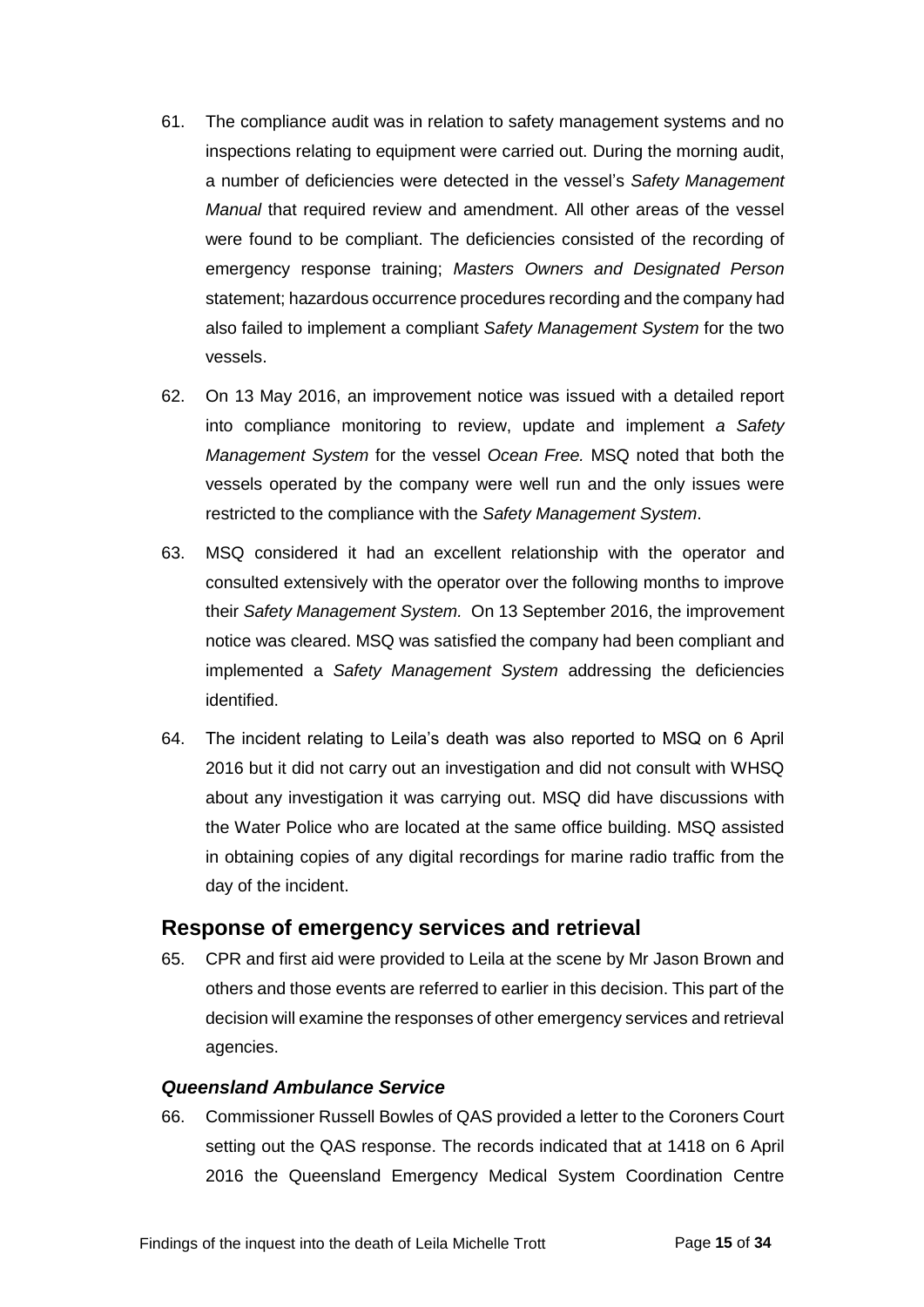61. The compliance audit was in relation to safety management systems and no inspections relating to equipment were carried out. During the morning audit, a number of deficiencies were detected in the vessel's *Safety Management Manual* that required review and amendment. All other areas of the vessel were found to be compliant. The deficiencies consisted of the recording of emergency response training; *Masters Owners and Designated Person* statement; hazardous occurrence procedures recording and the company had also failed to implement a compliant *Safety Management System* for the two vessels.

62. On 13 May 2016, an improvement notice was issued with a detailed report into compliance monitoring to review, update and implement *a Safety Management System* for the vessel *Ocean Free.* MSQ noted that both the vessels operated by the company were well run and the only issues were restricted to the compliance with the *Safety Management System*.

63. MSQ considered it had an excellent relationship with the operator and consulted extensively with the operator over the following months to improve their *Safety Management System.* On 13 September 2016, the improvement notice was cleared. MSQ was satisfied the company had been compliant and implemented a *Safety Management System* addressing the deficiencies identified.

64. The incident relating to Leila's death was also reported to MSQ on 6 April 2016 but it did not carry out an investigation and did not consult with WHSQ about any investigation it was carrying out. MSQ did have discussions with the Water Police who are located at the same office building. MSQ assisted in obtaining copies of any digital recordings for marine radio traffic from the day of the incident.

## Response of emergency services and retrieval

65. CPR and first aid were provided to Leila at the scene by Mr Jason Brown and others and those events are referred to earlier in this decision. This part of the decision will examine the responses of other emergency services and retrieval agencies.

### *Queensland Ambulance Service*

66. Commissioner Russell Bowles of QAS provided a letter to the Coroners Court setting out the QAS response. The records indicated that at 1418 on 6 April 2016 the Queensland Emergency Medical System Coordination Centre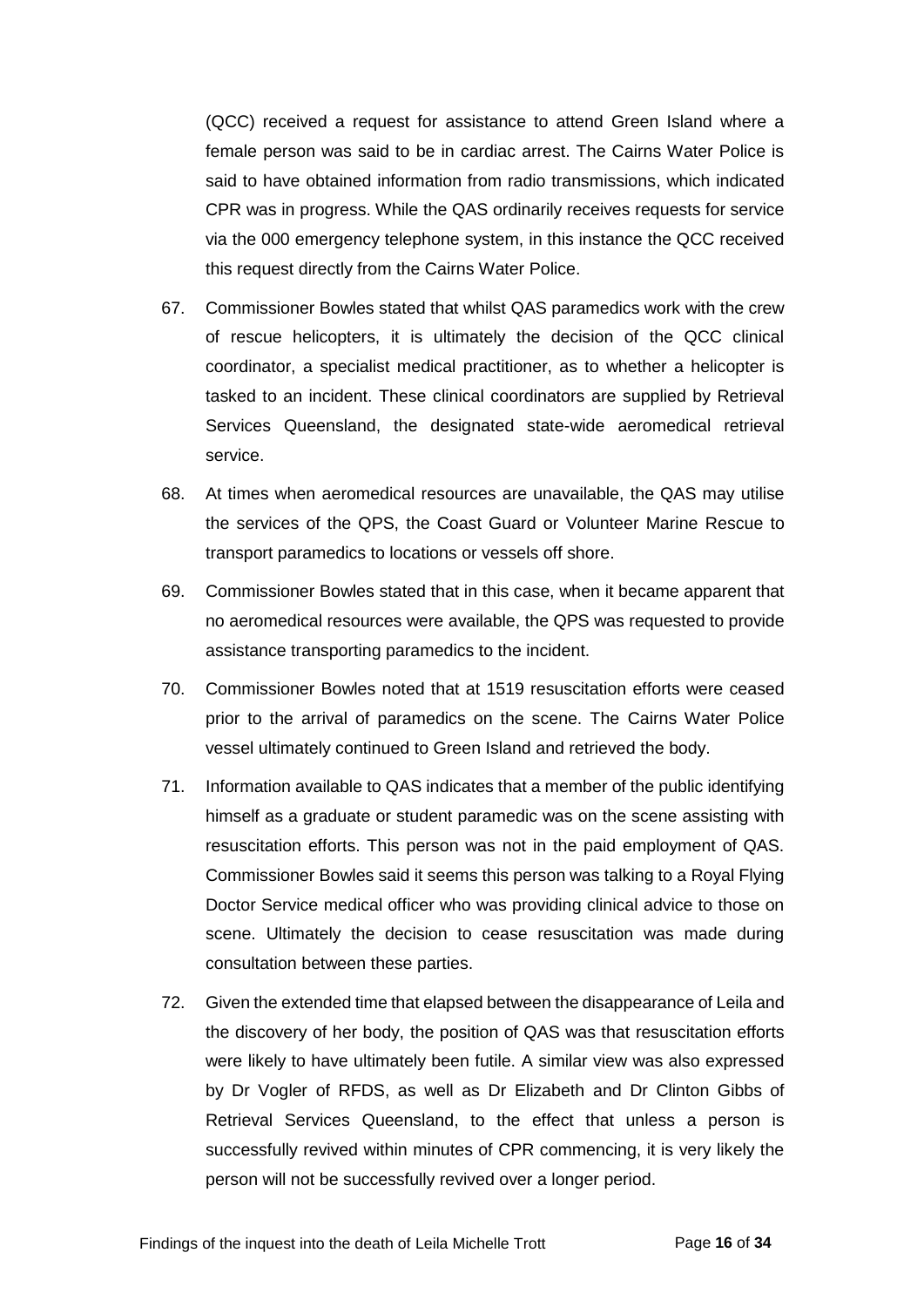(QCC) received a request for assistance to attend Green Island where a female person was said to be in cardiac arrest. The Cairns Water Police is said to have obtained information from radio transmissions, which indicated CPR was in progress. While the QAS ordinarily receives requests for service via the 000 emergency telephone system, in this instance the QCC received this request directly from the Cairns Water Police.

67. Commissioner Bowles stated that whilst QAS paramedics work with the crew of rescue helicopters, it is ultimately the decision of the QCC clinical coordinator, a specialist medical practitioner, as to whether a helicopter is tasked to an incident. These clinical coordinators are supplied by Retrieval Services Queensland, the designated state-wide aeromedical retrieval service.

68. At times when aeromedical resources are unavailable, the QAS may utilise the services of the QPS, the Coast Guard or Volunteer Marine Rescue to transport paramedics to locations or vessels off shore.

69. Commissioner Bowles stated that in this case, when it became apparent that no aeromedical resources were available, the QPS was requested to provide assistance transporting paramedics to the incident.

70. Commissioner Bowles noted that at 1519 resuscitation efforts were ceased prior to the arrival of paramedics on the scene. The Cairns Water Police vessel ultimately continued to Green Island and retrieved the body.

71. Information available to QAS indicates that a member of the public identifying himself as a graduate or student paramedic was on the scene assisting with resuscitation efforts. This person was not in the paid employment of QAS. Commissioner Bowles said it seems this person was talking to a Royal Flying Doctor Service medical officer who was providing clinical advice to those on scene. Ultimately the decision to cease resuscitation was made during consultation between these parties.

72. Given the extended time that elapsed between the disappearance of Leila and the discovery of her body, the position of QAS was that resuscitation efforts were likely to have ultimately been futile. A similar view was also expressed by Dr Vogler of RFDS, as well as Dr Elizabeth and Dr Clinton Gibbs of Retrieval Services Queensland, to the effect that unless a person is successfully revived within minutes of CPR commencing, it is very likely the person will not be successfully revived over a longer period.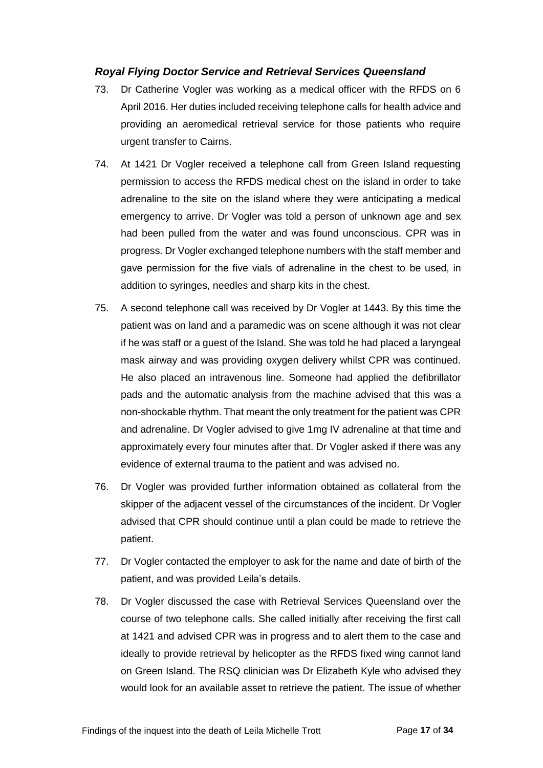### *Royal Flying Doctor Service and Retrieval Services Queensland*

73. Dr Catherine Vogler was working as a medical officer with the RFDS on 6 April 2016. Her duties included receiving telephone calls for health advice and providing an aeromedical retrieval service for those patients who require urgent transfer to Cairns.

74. At 1421 Dr Vogler received a telephone call from Green Island requesting permission to access the RFDS medical chest on the island in order to take adrenaline to the site on the island where they were anticipating a medical emergency to arrive. Dr Vogler was told a person of unknown age and sex had been pulled from the water and was found unconscious. CPR was in progress. Dr Vogler exchanged telephone numbers with the staff member and gave permission for the five vials of adrenaline in the chest to be used, in addition to syringes, needles and sharp kits in the chest.

75. A second telephone call was received by Dr Vogler at 1443. By this time the patient was on land and a paramedic was on scene although it was not clear if he was staff or a guest of the Island. She was told he had placed a laryngeal mask airway and was providing oxygen delivery whilst CPR was continued. He also placed an intravenous line. Someone had applied the defibrillator pads and the automatic analysis from the machine advised that this was a non-shockable rhythm. That meant the only treatment for the patient was CPR and adrenaline. Dr Vogler advised to give 1mg IV adrenaline at that time and approximately every four minutes after that. Dr Vogler asked if there was any evidence of external trauma to the patient and was advised no.

76. Dr Vogler was provided further information obtained as collateral from the skipper of the adjacent vessel of the circumstances of the incident. Dr Vogler advised that CPR should continue until a plan could be made to retrieve the patient.

77. Dr Vogler contacted the employer to ask for the name and date of birth of the patient, and was provided Leila's details.

78. Dr Vogler discussed the case with Retrieval Services Queensland over the course of two telephone calls. She called initially after receiving the first call at 1421 and advised CPR was in progress and to alert them to the case and ideally to provide retrieval by helicopter as the RFDS fixed wing cannot land on Green Island. The RSQ clinician was Dr Elizabeth Kyle who advised they would look for an available asset to retrieve the patient. The issue of whether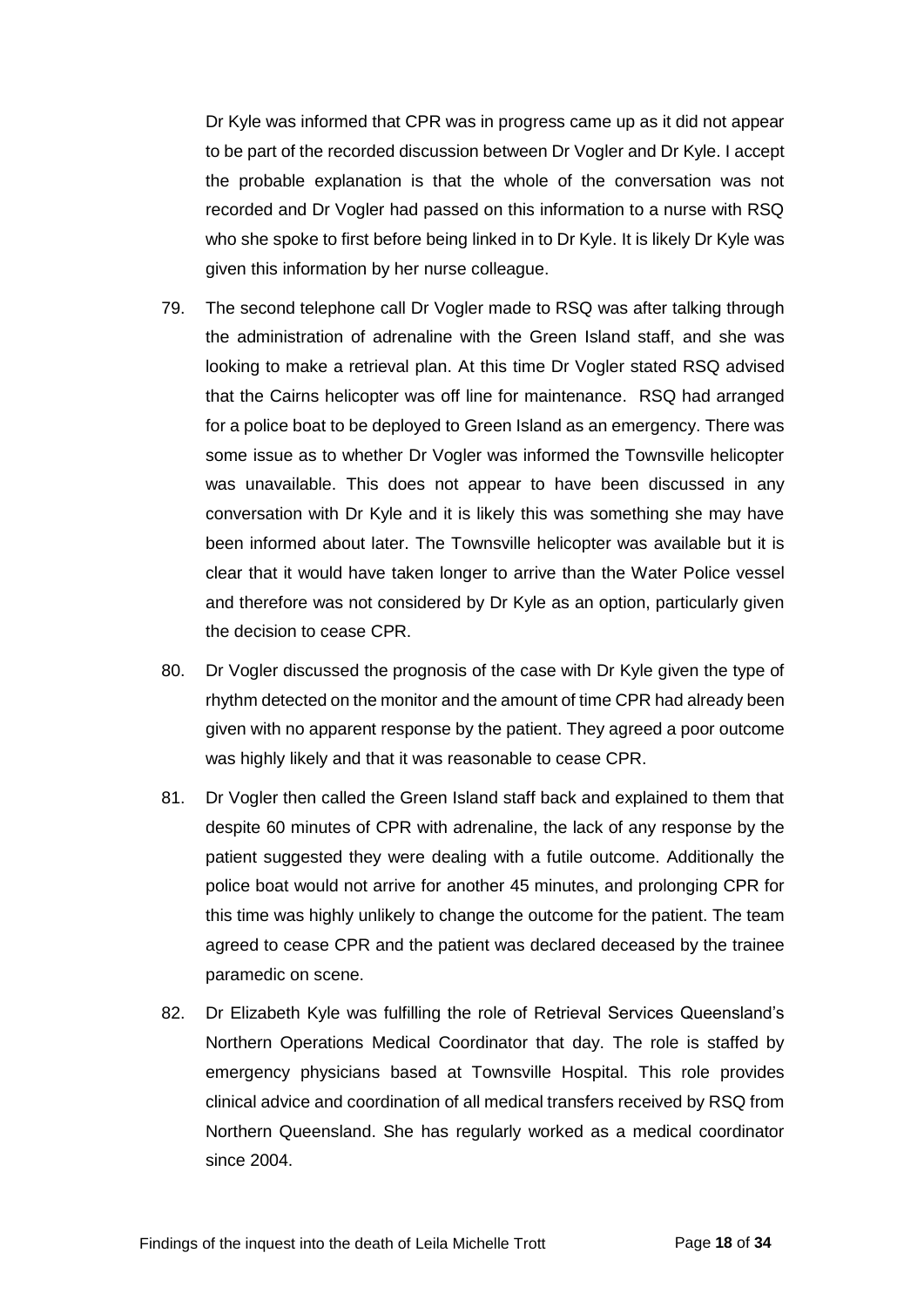Dr Kyle was informed that CPR was in progress came up as it did not appear to be part of the recorded discussion between Dr Vogler and Dr Kyle. I accept the probable explanation is that the whole of the conversation was not recorded and Dr Vogler had passed on this information to a nurse with RSQ who she spoke to first before being linked in to Dr Kyle. It is likely Dr Kyle was given this information by her nurse colleague.

79. The second telephone call Dr Vogler made to RSQ was after talking through the administration of adrenaline with the Green Island staff, and she was looking to make a retrieval plan. At this time Dr Vogler stated RSQ advised that the Cairns helicopter was off line for maintenance. RSQ had arranged for a police boat to be deployed to Green Island as an emergency. There was some issue as to whether Dr Vogler was informed the Townsville helicopter was unavailable. This does not appear to have been discussed in any conversation with Dr Kyle and it is likely this was something she may have been informed about later. The Townsville helicopter was available but it is clear that it would have taken longer to arrive than the Water Police vessel and therefore was not considered by Dr Kyle as an option, particularly given the decision to cease CPR.

80. Dr Vogler discussed the prognosis of the case with Dr Kyle given the type of rhythm detected on the monitor and the amount of time CPR had already been given with no apparent response by the patient. They agreed a poor outcome was highly likely and that it was reasonable to cease CPR.

81. Dr Vogler then called the Green Island staff back and explained to them that despite 60 minutes of CPR with adrenaline, the lack of any response by the patient suggested they were dealing with a futile outcome. Additionally the police boat would not arrive for another 45 minutes, and prolonging CPR for this time was highly unlikely to change the outcome for the patient. The team agreed to cease CPR and the patient was declared deceased by the trainee paramedic on scene.

82. Dr Elizabeth Kyle was fulfilling the role of Retrieval Services Queensland's Northern Operations Medical Coordinator that day. The role is staffed by emergency physicians based at Townsville Hospital. This role provides clinical advice and coordination of all medical transfers received by RSQ from Northern Queensland. She has regularly worked as a medical coordinator since 2004.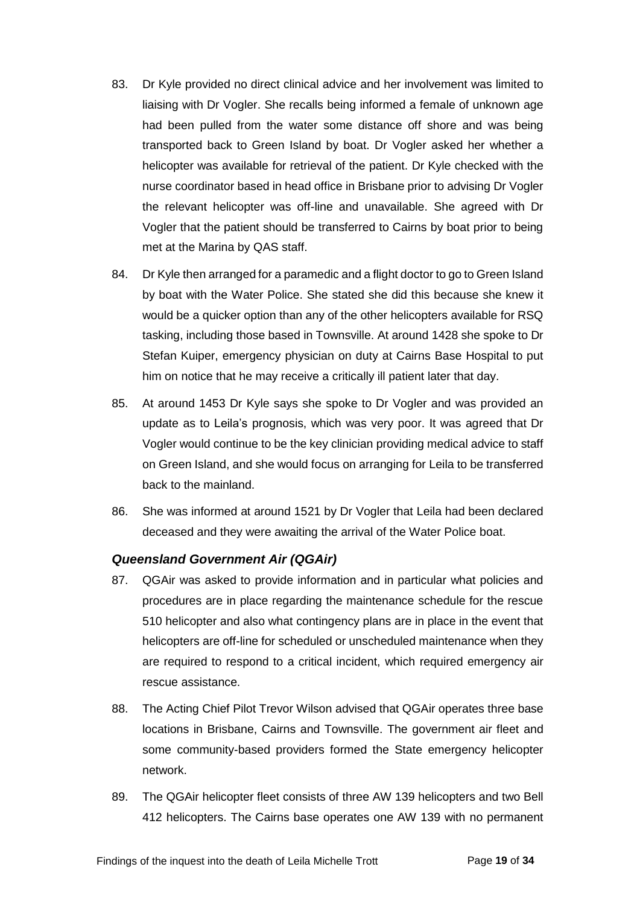83. Dr Kyle provided no direct clinical advice and her involvement was limited to liaising with Dr Vogler. She recalls being informed a female of unknown age had been pulled from the water some distance off shore and was being transported back to Green Island by boat. Dr Vogler asked her whether a helicopter was available for retrieval of the patient. Dr Kyle checked with the nurse coordinator based in head office in Brisbane prior to advising Dr Vogler the relevant helicopter was off-line and unavailable. She agreed with Dr Vogler that the patient should be transferred to Cairns by boat prior to being met at the Marina by QAS staff.

84. Dr Kyle then arranged for a paramedic and a flight doctor to go to Green Island by boat with the Water Police. She stated she did this because she knew it would be a quicker option than any of the other helicopters available for RSQ tasking, including those based in Townsville. At around 1428 she spoke to Dr Stefan Kuiper, emergency physician on duty at Cairns Base Hospital to put him on notice that he may receive a critically ill patient later that day.

85. At around 1453 Dr Kyle says she spoke to Dr Vogler and was provided an update as to Leila's prognosis, which was very poor. It was agreed that Dr Vogler would continue to be the key clinician providing medical advice to staff on Green Island, and she would focus on arranging for Leila to be transferred back to the mainland.

86. She was informed at around 1521 by Dr Vogler that Leila had been declared deceased and they were awaiting the arrival of the Water Police boat.

### *Queensland Government Air (QGAir)*

87. QGAir was asked to provide information and in particular what policies and procedures are in place regarding the maintenance schedule for the rescue 510 helicopter and also what contingency plans are in place in the event that helicopters are off-line for scheduled or unscheduled maintenance when they are required to respond to a critical incident, which required emergency air rescue assistance.

88. The Acting Chief Pilot Trevor Wilson advised that QGAir operates three base locations in Brisbane, Cairns and Townsville. The government air fleet and some community-based providers formed the State emergency helicopter network.

89. The QGAir helicopter fleet consists of three AW 139 helicopters and two Bell 412 helicopters. The Cairns base operates one AW 139 with no permanent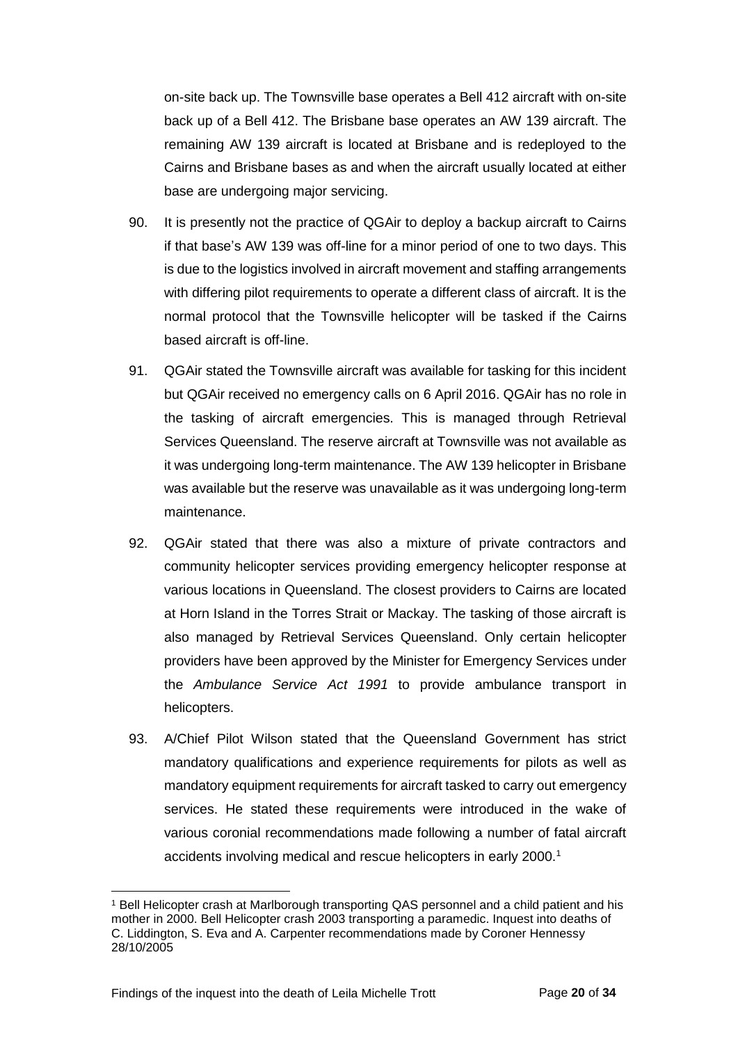on-site back up. The Townsville base operates a Bell 412 aircraft with on-site back up of a Bell 412. The Brisbane base operates an AW 139 aircraft. The remaining AW 139 aircraft is located at Brisbane and is redeployed to the Cairns and Brisbane bases as and when the aircraft usually located at either base are undergoing major servicing.

90. It is presently not the practice of QGAir to deploy a backup aircraft to Cairns if that base's AW 139 was off-line for a minor period of one to two days. This is due to the logistics involved in aircraft movement and staffing arrangements with differing pilot requirements to operate a different class of aircraft. It is the normal protocol that the Townsville helicopter will be tasked if the Cairns based aircraft is off-line.

91. QGAir stated the Townsville aircraft was available for tasking for this incident but QGAir received no emergency calls on 6 April 2016. QGAir has no role in the tasking of aircraft emergencies. This is managed through Retrieval Services Queensland. The reserve aircraft at Townsville was not available as it was undergoing long-term maintenance. The AW 139 helicopter in Brisbane was available but the reserve was unavailable as it was undergoing long-term maintenance.

92. QGAir stated that there was also a mixture of private contractors and community helicopter services providing emergency helicopter response at various locations in Queensland. The closest providers to Cairns are located at Horn Island in the Torres Strait or Mackay. The tasking of those aircraft is also managed by Retrieval Services Queensland. Only certain helicopter providers have been approved by the Minister for Emergency Services under the *Ambulance Service Act 1991* to provide ambulance transport in helicopters.

93. A/Chief Pilot Wilson stated that the Queensland Government has strict mandatory qualifications and experience requirements for pilots as well as mandatory equipment requirements for aircraft tasked to carry out emergency services. He stated these requirements were introduced in the wake of various coronial recommendations made following a number of fatal aircraft accidents involving medical and rescue helicopters in early 2000.[1]

---

[1] Bell Helicopter crash at Marlborough transporting QAS personnel and a child patient and his mother in 2000. Bell Helicopter crash 2003 transporting a paramedic. Inquest into deaths of C. Liddington, S. Eva and A. Carpenter recommendations made by Coroner Hennessy 28/10/2005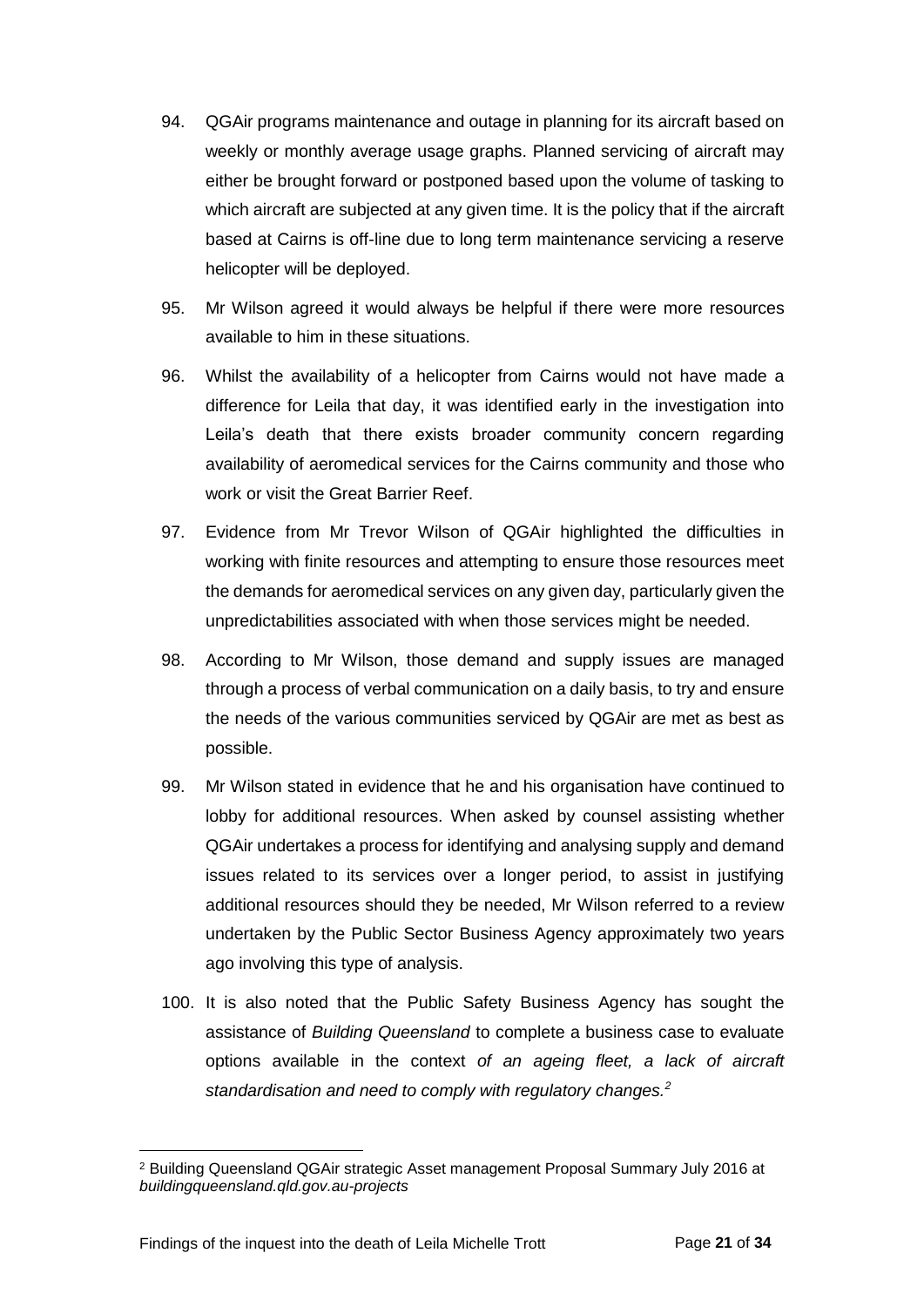94. QGAir programs maintenance and outage in planning for its aircraft based on weekly or monthly average usage graphs. Planned servicing of aircraft may either be brought forward or postponed based upon the volume of tasking to which aircraft are subjected at any given time. It is the policy that if the aircraft based at Cairns is off-line due to long term maintenance servicing a reserve helicopter will be deployed.

95. Mr Wilson agreed it would always be helpful if there were more resources available to him in these situations.

96. Whilst the availability of a helicopter from Cairns would not have made a difference for Leila that day, it was identified early in the investigation into Leila's death that there exists broader community concern regarding availability of aeromedical services for the Cairns community and those who work or visit the Great Barrier Reef.

97. Evidence from Mr Trevor Wilson of QGAir highlighted the difficulties in working with finite resources and attempting to ensure those resources meet the demands for aeromedical services on any given day, particularly given the unpredictabilities associated with when those services might be needed.

98. According to Mr Wilson, those demand and supply issues are managed through a process of verbal communication on a daily basis, to try and ensure the needs of the various communities serviced by QGAir are met as best as possible.

99. Mr Wilson stated in evidence that he and his organisation have continued to lobby for additional resources. When asked by counsel assisting whether QGAir undertakes a process for identifying and analysing supply and demand issues related to its services over a longer period, to assist in justifying additional resources should they be needed, Mr Wilson referred to a review undertaken by the Public Sector Business Agency approximately two years ago involving this type of analysis.

100. It is also noted that the Public Safety Business Agency has sought the assistance of *Building Queensland* to complete a business case to evaluate options available in the context *of an ageing fleet, a lack of aircraft standardisation and need to comply with regulatory changes.*[2]

---

[2] Building Queensland QGAir strategic Asset management Proposal Summary July 2016 at *buildingqueensland.qld.gov.au-projects*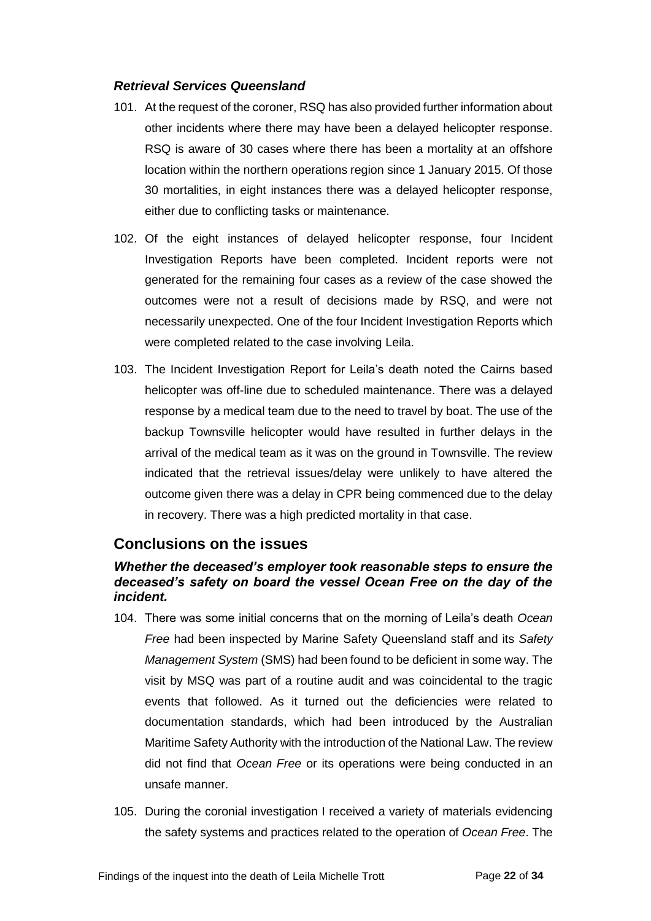### *Retrieval Services Queensland*

101. At the request of the coroner, RSQ has also provided further information about other incidents where there may have been a delayed helicopter response. RSQ is aware of 30 cases where there has been a mortality at an offshore location within the northern operations region since 1 January 2015. Of those 30 mortalities, in eight instances there was a delayed helicopter response, either due to conflicting tasks or maintenance.

102. Of the eight instances of delayed helicopter response, four Incident Investigation Reports have been completed. Incident reports were not generated for the remaining four cases as a review of the case showed the outcomes were not a result of decisions made by RSQ, and were not necessarily unexpected. One of the four Incident Investigation Reports which were completed related to the case involving Leila.

103. The Incident Investigation Report for Leila's death noted the Cairns based helicopter was off-line due to scheduled maintenance. There was a delayed response by a medical team due to the need to travel by boat. The use of the backup Townsville helicopter would have resulted in further delays in the arrival of the medical team as it was on the ground in Townsville. The review indicated that the retrieval issues/delay were unlikely to have altered the outcome given there was a delay in CPR being commenced due to the delay in recovery. There was a high predicted mortality in that case.

## Conclusions on the issues

### *Whether the deceased's employer took reasonable steps to ensure the deceased's safety on board the vessel Ocean Free on the day of the incident.*

104. There was some initial concerns that on the morning of Leila's death *Ocean Free* had been inspected by Marine Safety Queensland staff and its *Safety Management System* (SMS) had been found to be deficient in some way. The visit by MSQ was part of a routine audit and was coincidental to the tragic events that followed. As it turned out the deficiencies were related to documentation standards, which had been introduced by the Australian Maritime Safety Authority with the introduction of the National Law. The review did not find that *Ocean Free* or its operations were being conducted in an unsafe manner.

105. During the coronial investigation I received a variety of materials evidencing the safety systems and practices related to the operation of *Ocean Free*. The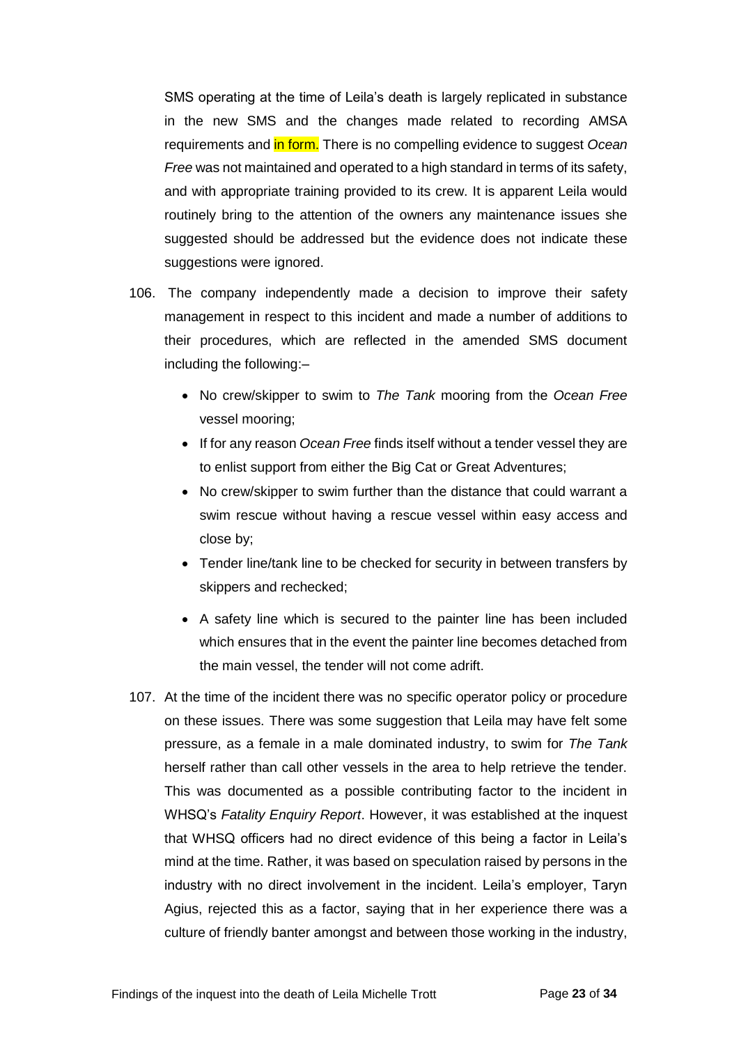SMS operating at the time of Leila's death is largely replicated in substance in the new SMS and the changes made related to recording AMSA requirements and in form. There is no compelling evidence to suggest *Ocean Free* was not maintained and operated to a high standard in terms of its safety, and with appropriate training provided to its crew. It is apparent Leila would routinely bring to the attention of the owners any maintenance issues she suggested should be addressed but the evidence does not indicate these suggestions were ignored.

106. The company independently made a decision to improve their safety management in respect to this incident and made a number of additions to their procedures, which are reflected in the amended SMS document including the following:–

   - No crew/skipper to swim to *The Tank* mooring from the *Ocean Free* vessel mooring;
   - If for any reason *Ocean Free* finds itself without a tender vessel they are to enlist support from either the Big Cat or Great Adventures;
   - No crew/skipper to swim further than the distance that could warrant a swim rescue without having a rescue vessel within easy access and close by;
   - Tender line/tank line to be checked for security in between transfers by skippers and rechecked;
   - A safety line which is secured to the painter line has been included which ensures that in the event the painter line becomes detached from the main vessel, the tender will not come adrift.

107. At the time of the incident there was no specific operator policy or procedure on these issues. There was some suggestion that Leila may have felt some pressure, as a female in a male dominated industry, to swim for *The Tank* herself rather than call other vessels in the area to help retrieve the tender. This was documented as a possible contributing factor to the incident in WHSQ's *Fatality Enquiry Report*. However, it was established at the inquest that WHSQ officers had no direct evidence of this being a factor in Leila's mind at the time. Rather, it was based on speculation raised by persons in the industry with no direct involvement in the incident. Leila's employer, Taryn Agius, rejected this as a factor, saying that in her experience there was a culture of friendly banter amongst and between those working in the industry,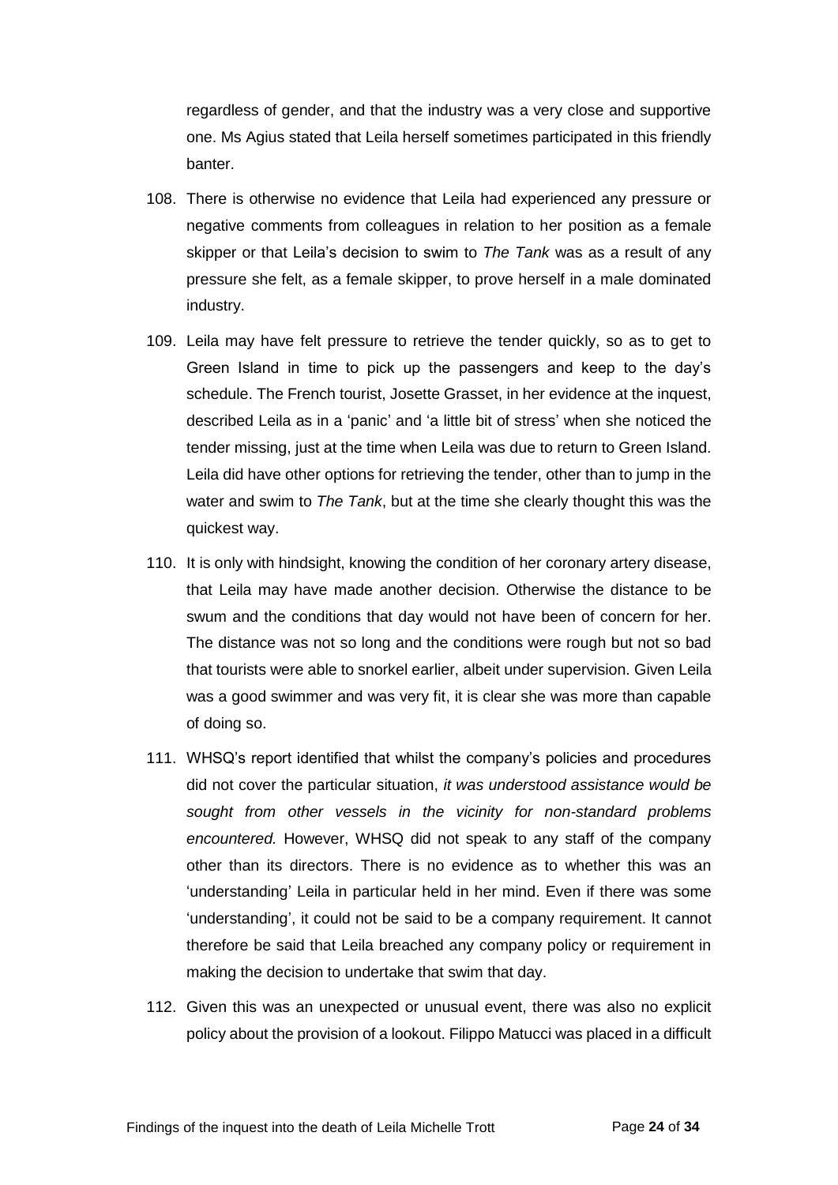regardless of gender, and that the industry was a very close and supportive one. Ms Agius stated that Leila herself sometimes participated in this friendly banter.

108. There is otherwise no evidence that Leila had experienced any pressure or negative comments from colleagues in relation to her position as a female skipper or that Leila's decision to swim to *The Tank* was as a result of any pressure she felt, as a female skipper, to prove herself in a male dominated industry.

109. Leila may have felt pressure to retrieve the tender quickly, so as to get to Green Island in time to pick up the passengers and keep to the day's schedule. The French tourist, Josette Grasset, in her evidence at the inquest, described Leila as in a 'panic' and 'a little bit of stress' when she noticed the tender missing, just at the time when Leila was due to return to Green Island. Leila did have other options for retrieving the tender, other than to jump in the water and swim to *The Tank*, but at the time she clearly thought this was the quickest way.

110. It is only with hindsight, knowing the condition of her coronary artery disease, that Leila may have made another decision. Otherwise the distance to be swum and the conditions that day would not have been of concern for her. The distance was not so long and the conditions were rough but not so bad that tourists were able to snorkel earlier, albeit under supervision. Given Leila was a good swimmer and was very fit, it is clear she was more than capable of doing so.

111. WHSQ's report identified that whilst the company's policies and procedures did not cover the particular situation, *it was understood assistance would be sought from other vessels in the vicinity for non-standard problems encountered.* However, WHSQ did not speak to any staff of the company other than its directors. There is no evidence as to whether this was an 'understanding' Leila in particular held in her mind. Even if there was some 'understanding', it could not be said to be a company requirement. It cannot therefore be said that Leila breached any company policy or requirement in making the decision to undertake that swim that day.

112. Given this was an unexpected or unusual event, there was also no explicit policy about the provision of a lookout. Filippo Matucci was placed in a difficult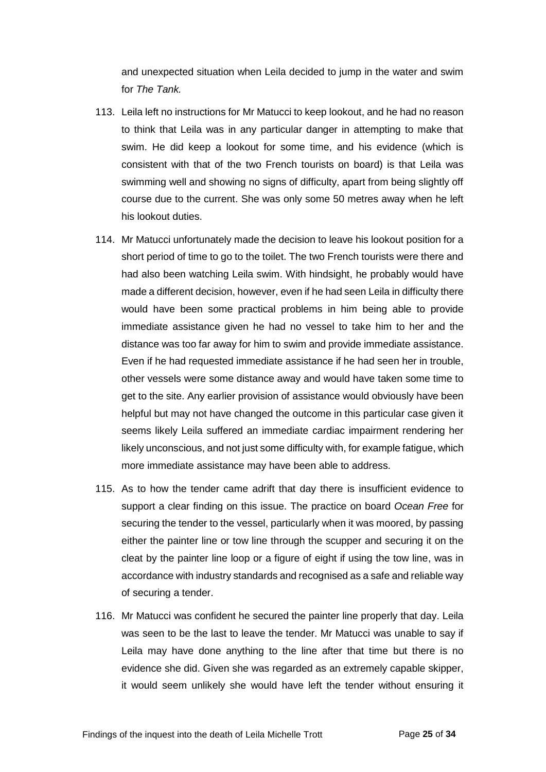and unexpected situation when Leila decided to jump in the water and swim for *The Tank.*

113. Leila left no instructions for Mr Matucci to keep lookout, and he had no reason to think that Leila was in any particular danger in attempting to make that swim. He did keep a lookout for some time, and his evidence (which is consistent with that of the two French tourists on board) is that Leila was swimming well and showing no signs of difficulty, apart from being slightly off course due to the current. She was only some 50 metres away when he left his lookout duties.

114. Mr Matucci unfortunately made the decision to leave his lookout position for a short period of time to go to the toilet. The two French tourists were there and had also been watching Leila swim. With hindsight, he probably would have made a different decision, however, even if he had seen Leila in difficulty there would have been some practical problems in him being able to provide immediate assistance given he had no vessel to take him to her and the distance was too far away for him to swim and provide immediate assistance. Even if he had requested immediate assistance if he had seen her in trouble, other vessels were some distance away and would have taken some time to get to the site. Any earlier provision of assistance would obviously have been helpful but may not have changed the outcome in this particular case given it seems likely Leila suffered an immediate cardiac impairment rendering her likely unconscious, and not just some difficulty with, for example fatigue, which more immediate assistance may have been able to address.

115. As to how the tender came adrift that day there is insufficient evidence to support a clear finding on this issue. The practice on board *Ocean Free* for securing the tender to the vessel, particularly when it was moored, by passing either the painter line or tow line through the scupper and securing it on the cleat by the painter line loop or a figure of eight if using the tow line, was in accordance with industry standards and recognised as a safe and reliable way of securing a tender.

116. Mr Matucci was confident he secured the painter line properly that day. Leila was seen to be the last to leave the tender. Mr Matucci was unable to say if Leila may have done anything to the line after that time but there is no evidence she did. Given she was regarded as an extremely capable skipper, it would seem unlikely she would have left the tender without ensuring it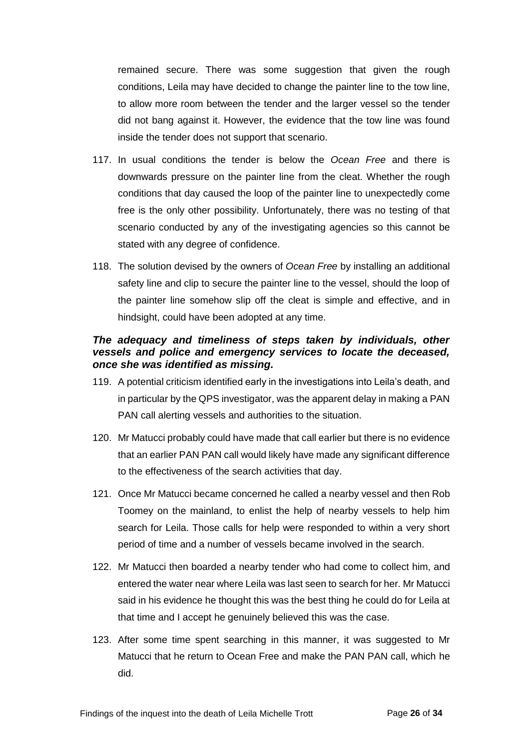remained secure. There was some suggestion that given the rough conditions, Leila may have decided to change the painter line to the tow line, to allow more room between the tender and the larger vessel so the tender did not bang against it. However, the evidence that the tow line was found inside the tender does not support that scenario.

117. In usual conditions the tender is below the *Ocean Free* and there is downwards pressure on the painter line from the cleat. Whether the rough conditions that day caused the loop of the painter line to unexpectedly come free is the only other possibility. Unfortunately, there was no testing of that scenario conducted by any of the investigating agencies so this cannot be stated with any degree of confidence.

118. The solution devised by the owners of *Ocean Free* by installing an additional safety line and clip to secure the painter line to the vessel, should the loop of the painter line somehow slip off the cleat is simple and effective, and in hindsight, could have been adopted at any time.

### *The adequacy and timeliness of steps taken by individuals, other vessels and police and emergency services to locate the deceased, once she was identified as missing.*

119. A potential criticism identified early in the investigations into Leila's death, and in particular by the QPS investigator, was the apparent delay in making a PAN PAN call alerting vessels and authorities to the situation.

120. Mr Matucci probably could have made that call earlier but there is no evidence that an earlier PAN PAN call would likely have made any significant difference to the effectiveness of the search activities that day.

121. Once Mr Matucci became concerned he called a nearby vessel and then Rob Toomey on the mainland, to enlist the help of nearby vessels to help him search for Leila. Those calls for help were responded to within a very short period of time and a number of vessels became involved in the search.

122. Mr Matucci then boarded a nearby tender who had come to collect him, and entered the water near where Leila was last seen to search for her. Mr Matucci said in his evidence he thought this was the best thing he could do for Leila at that time and I accept he genuinely believed this was the case.

123. After some time spent searching in this manner, it was suggested to Mr Matucci that he return to Ocean Free and make the PAN PAN call, which he did.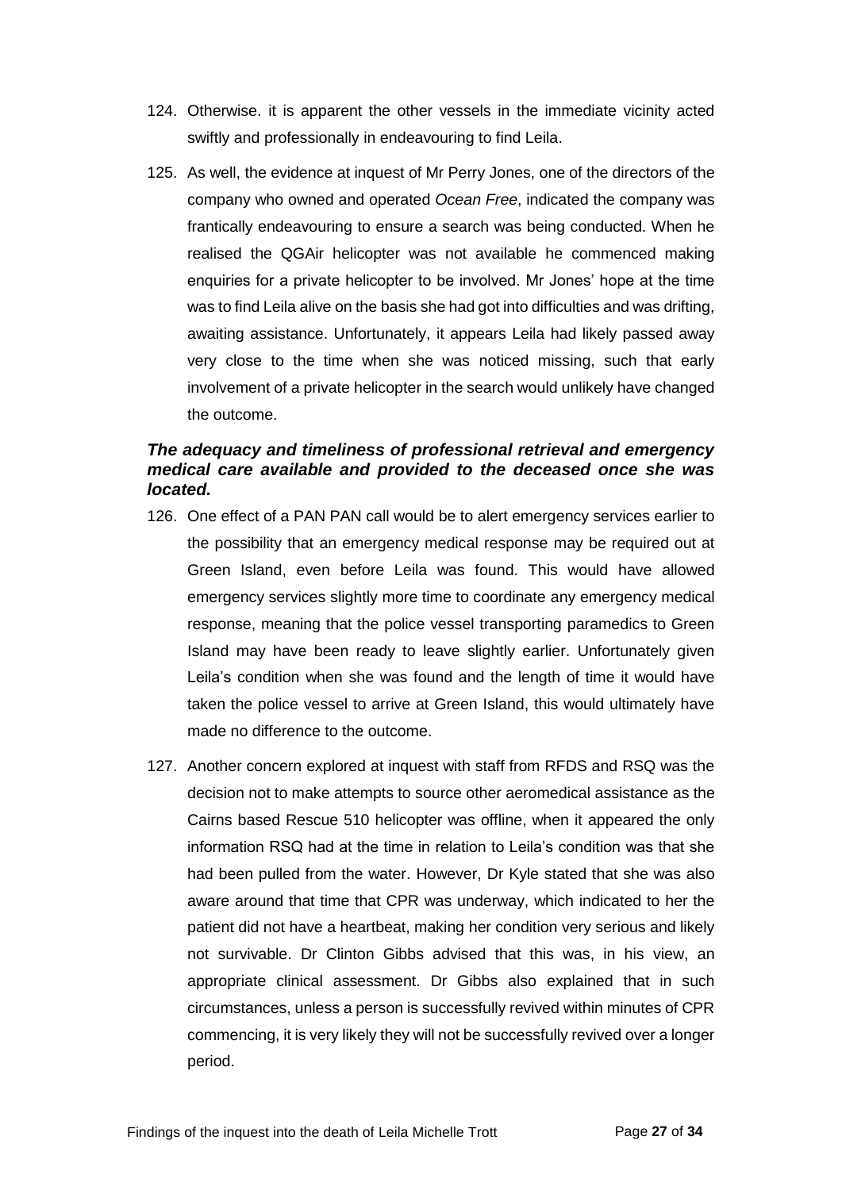124. Otherwise. it is apparent the other vessels in the immediate vicinity acted swiftly and professionally in endeavouring to find Leila.

125. As well, the evidence at inquest of Mr Perry Jones, one of the directors of the company who owned and operated *Ocean Free*, indicated the company was frantically endeavouring to ensure a search was being conducted. When he realised the QGAir helicopter was not available he commenced making enquiries for a private helicopter to be involved. Mr Jones' hope at the time was to find Leila alive on the basis she had got into difficulties and was drifting, awaiting assistance. Unfortunately, it appears Leila had likely passed away very close to the time when she was noticed missing, such that early involvement of a private helicopter in the search would unlikely have changed the outcome.

### ***The adequacy and timeliness of professional retrieval and emergency medical care available and provided to the deceased once she was located.***

126. One effect of a PAN PAN call would be to alert emergency services earlier to the possibility that an emergency medical response may be required out at Green Island, even before Leila was found. This would have allowed emergency services slightly more time to coordinate any emergency medical response, meaning that the police vessel transporting paramedics to Green Island may have been ready to leave slightly earlier. Unfortunately given Leila's condition when she was found and the length of time it would have taken the police vessel to arrive at Green Island, this would ultimately have made no difference to the outcome.

127. Another concern explored at inquest with staff from RFDS and RSQ was the decision not to make attempts to source other aeromedical assistance as the Cairns based Rescue 510 helicopter was offline, when it appeared the only information RSQ had at the time in relation to Leila's condition was that she had been pulled from the water. However, Dr Kyle stated that she was also aware around that time that CPR was underway, which indicated to her the patient did not have a heartbeat, making her condition very serious and likely not survivable. Dr Clinton Gibbs advised that this was, in his view, an appropriate clinical assessment. Dr Gibbs also explained that in such circumstances, unless a person is successfully revived within minutes of CPR commencing, it is very likely they will not be successfully revived over a longer period.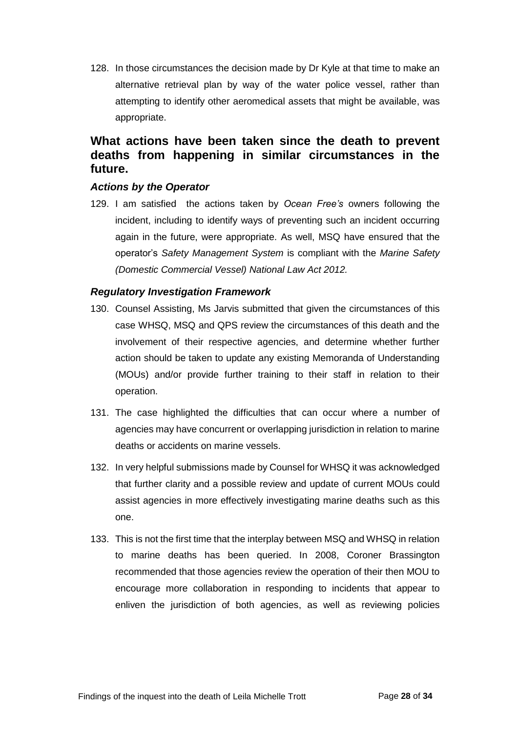128. In those circumstances the decision made by Dr Kyle at that time to make an alternative retrieval plan by way of the water police vessel, rather than attempting to identify other aeromedical assets that might be available, was appropriate.

## What actions have been taken since the death to prevent deaths from happening in similar circumstances in the future.

### *Actions by the Operator*

129. I am satisfied the actions taken by *Ocean Free's* owners following the incident, including to identify ways of preventing such an incident occurring again in the future, were appropriate. As well, MSQ have ensured that the operator's *Safety Management System* is compliant with the *Marine Safety (Domestic Commercial Vessel) National Law Act 2012.*

### *Regulatory Investigation Framework*

130. Counsel Assisting, Ms Jarvis submitted that given the circumstances of this case WHSQ, MSQ and QPS review the circumstances of this death and the involvement of their respective agencies, and determine whether further action should be taken to update any existing Memoranda of Understanding (MOUs) and/or provide further training to their staff in relation to their operation.

131. The case highlighted the difficulties that can occur where a number of agencies may have concurrent or overlapping jurisdiction in relation to marine deaths or accidents on marine vessels.

132. In very helpful submissions made by Counsel for WHSQ it was acknowledged that further clarity and a possible review and update of current MOUs could assist agencies in more effectively investigating marine deaths such as this one.

133. This is not the first time that the interplay between MSQ and WHSQ in relation to marine deaths has been queried. In 2008, Coroner Brassington recommended that those agencies review the operation of their then MOU to encourage more collaboration in responding to incidents that appear to enliven the jurisdiction of both agencies, as well as reviewing policies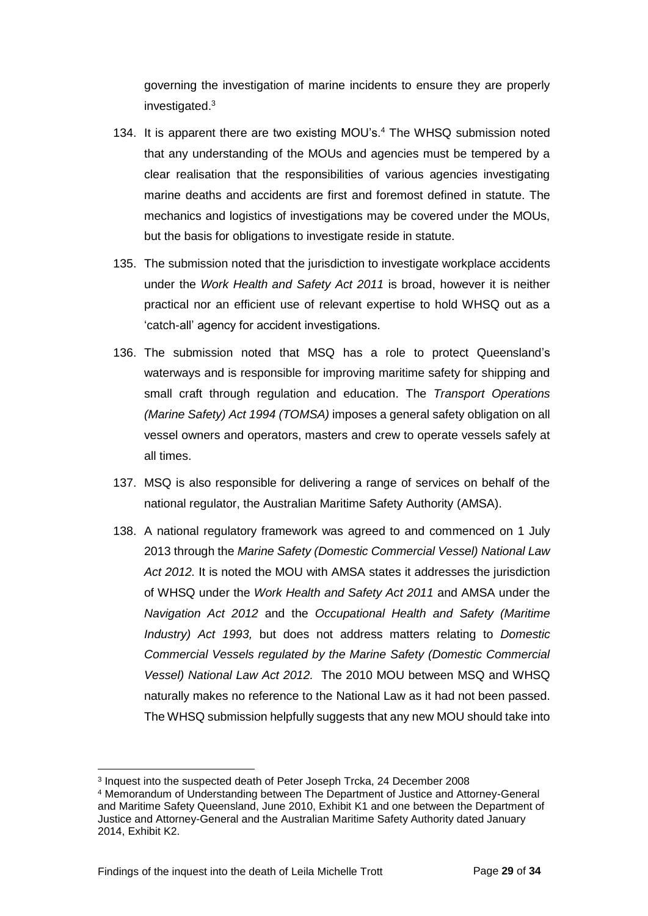governing the investigation of marine incidents to ensure they are properly investigated.[3]

134. It is apparent there are two existing MOU's.[4] The WHSQ submission noted that any understanding of the MOUs and agencies must be tempered by a clear realisation that the responsibilities of various agencies investigating marine deaths and accidents are first and foremost defined in statute. The mechanics and logistics of investigations may be covered under the MOUs, but the basis for obligations to investigate reside in statute.

135. The submission noted that the jurisdiction to investigate workplace accidents under the *Work Health and Safety Act 2011* is broad, however it is neither practical nor an efficient use of relevant expertise to hold WHSQ out as a 'catch-all' agency for accident investigations.

136. The submission noted that MSQ has a role to protect Queensland's waterways and is responsible for improving maritime safety for shipping and small craft through regulation and education. The *Transport Operations (Marine Safety) Act 1994 (TOMSA)* imposes a general safety obligation on all vessel owners and operators, masters and crew to operate vessels safely at all times.

137. MSQ is also responsible for delivering a range of services on behalf of the national regulator, the Australian Maritime Safety Authority (AMSA).

138. A national regulatory framework was agreed to and commenced on 1 July 2013 through the *Marine Safety (Domestic Commercial Vessel) National Law Act 2012.* It is noted the MOU with AMSA states it addresses the jurisdiction of WHSQ under the *Work Health and Safety Act 2011* and AMSA under the *Navigation Act 2012* and the *Occupational Health and Safety (Maritime Industry) Act 1993,* but does not address matters relating to *Domestic Commercial Vessels regulated by the Marine Safety (Domestic Commercial Vessel) National Law Act 2012.* The 2010 MOU between MSQ and WHSQ naturally makes no reference to the National Law as it had not been passed. The WHSQ submission helpfully suggests that any new MOU should take into

---

[3] Inquest into the suspected death of Peter Joseph Trcka, 24 December 2008

[4] Memorandum of Understanding between The Department of Justice and Attorney-General and Maritime Safety Queensland, June 2010, Exhibit K1 and one between the Department of Justice and Attorney-General and the Australian Maritime Safety Authority dated January 2014, Exhibit K2.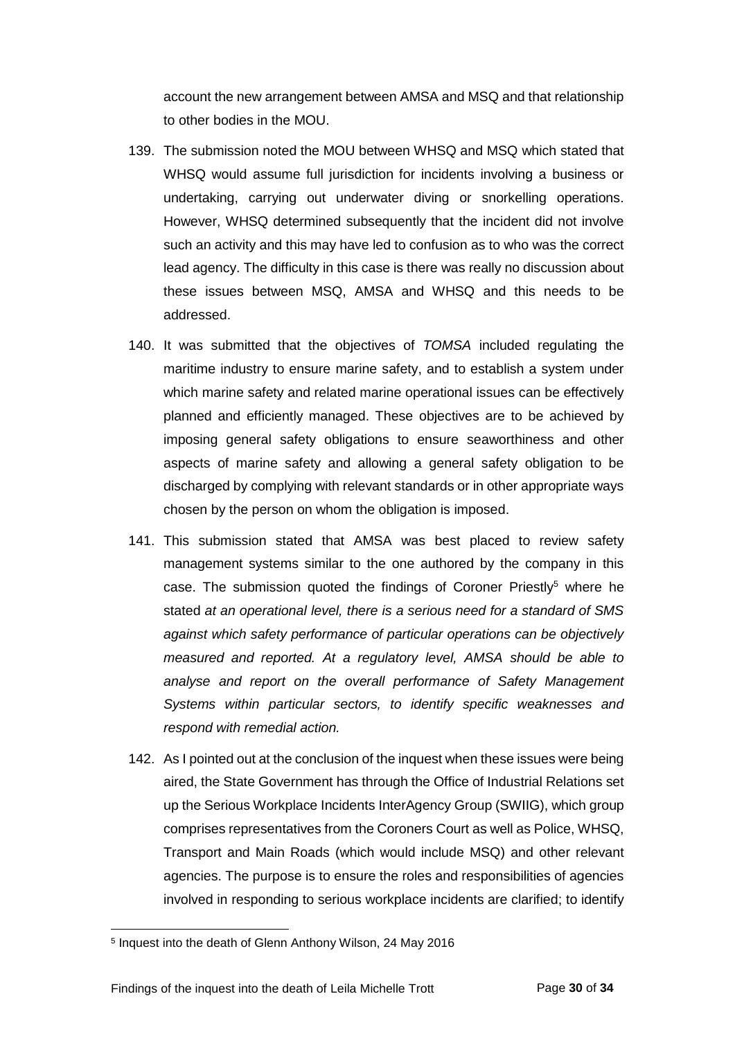account the new arrangement between AMSA and MSQ and that relationship to other bodies in the MOU.

139. The submission noted the MOU between WHSQ and MSQ which stated that WHSQ would assume full jurisdiction for incidents involving a business or undertaking, carrying out underwater diving or snorkelling operations. However, WHSQ determined subsequently that the incident did not involve such an activity and this may have led to confusion as to who was the correct lead agency. The difficulty in this case is there was really no discussion about these issues between MSQ, AMSA and WHSQ and this needs to be addressed.

140. It was submitted that the objectives of *TOMSA* included regulating the maritime industry to ensure marine safety, and to establish a system under which marine safety and related marine operational issues can be effectively planned and efficiently managed. These objectives are to be achieved by imposing general safety obligations to ensure seaworthiness and other aspects of marine safety and allowing a general safety obligation to be discharged by complying with relevant standards or in other appropriate ways chosen by the person on whom the obligation is imposed.

141. This submission stated that AMSA was best placed to review safety management systems similar to the one authored by the company in this case. The submission quoted the findings of Coroner Priestly[5] where he stated *at an operational level, there is a serious need for a standard of SMS against which safety performance of particular operations can be objectively measured and reported. At a regulatory level, AMSA should be able to analyse and report on the overall performance of Safety Management Systems within particular sectors, to identify specific weaknesses and respond with remedial action.*

142. As I pointed out at the conclusion of the inquest when these issues were being aired, the State Government has through the Office of Industrial Relations set up the Serious Workplace Incidents InterAgency Group (SWIIG), which group comprises representatives from the Coroners Court as well as Police, WHSQ, Transport and Main Roads (which would include MSQ) and other relevant agencies. The purpose is to ensure the roles and responsibilities of agencies involved in responding to serious workplace incidents are clarified; to identify

[5] Inquest into the death of Glenn Anthony Wilson, 24 May 2016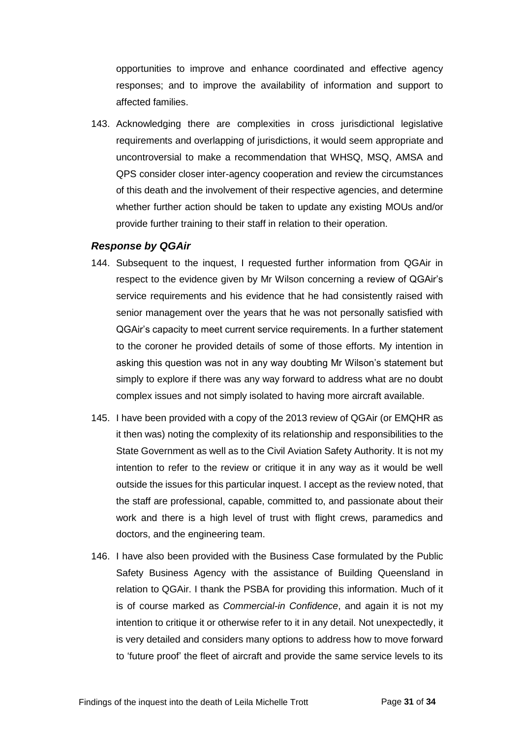opportunities to improve and enhance coordinated and effective agency responses; and to improve the availability of information and support to affected families.

143. Acknowledging there are complexities in cross jurisdictional legislative requirements and overlapping of jurisdictions, it would seem appropriate and uncontroversial to make a recommendation that WHSQ, MSQ, AMSA and QPS consider closer inter-agency cooperation and review the circumstances of this death and the involvement of their respective agencies, and determine whether further action should be taken to update any existing MOUs and/or provide further training to their staff in relation to their operation.

### *Response by QGAir*

144. Subsequent to the inquest, I requested further information from QGAir in respect to the evidence given by Mr Wilson concerning a review of QGAir's service requirements and his evidence that he had consistently raised with senior management over the years that he was not personally satisfied with QGAir's capacity to meet current service requirements. In a further statement to the coroner he provided details of some of those efforts. My intention in asking this question was not in any way doubting Mr Wilson's statement but simply to explore if there was any way forward to address what are no doubt complex issues and not simply isolated to having more aircraft available.

145. I have been provided with a copy of the 2013 review of QGAir (or EMQHR as it then was) noting the complexity of its relationship and responsibilities to the State Government as well as to the Civil Aviation Safety Authority. It is not my intention to refer to the review or critique it in any way as it would be well outside the issues for this particular inquest. I accept as the review noted, that the staff are professional, capable, committed to, and passionate about their work and there is a high level of trust with flight crews, paramedics and doctors, and the engineering team.

146. I have also been provided with the Business Case formulated by the Public Safety Business Agency with the assistance of Building Queensland in relation to QGAir. I thank the PSBA for providing this information. Much of it is of course marked as *Commercial-in Confidence*, and again it is not my intention to critique it or otherwise refer to it in any detail. Not unexpectedly, it is very detailed and considers many options to address how to move forward to 'future proof' the fleet of aircraft and provide the same service levels to its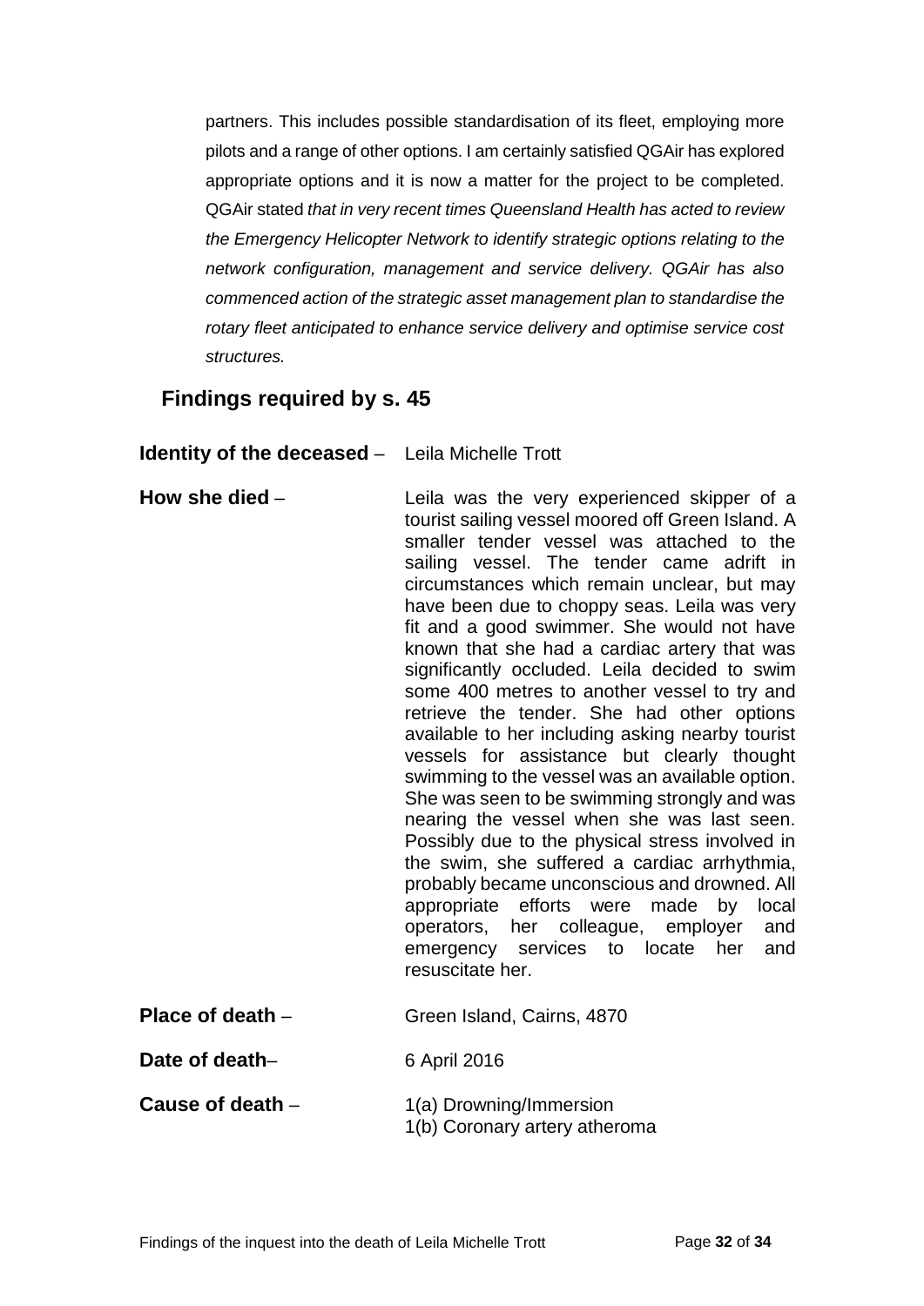partners. This includes possible standardisation of its fleet, employing more pilots and a range of other options. I am certainly satisfied QGAir has explored appropriate options and it is now a matter for the project to be completed. QGAir stated *that in very recent times Queensland Health has acted to review the Emergency Helicopter Network to identify strategic options relating to the network configuration, management and service delivery. QGAir has also commenced action of the strategic asset management plan to standardise the rotary fleet anticipated to enhance service delivery and optimise service cost structures.*

## Findings required by s. 45

**Identity of the deceased** – Leila Michelle Trott

**How she died** – Leila was the very experienced skipper of a tourist sailing vessel moored off Green Island. A smaller tender vessel was attached to the sailing vessel. The tender came adrift in circumstances which remain unclear, but may have been due to choppy seas. Leila was very fit and a good swimmer. She would not have known that she had a cardiac artery that was significantly occluded. Leila decided to swim some 400 metres to another vessel to try and retrieve the tender. She had other options available to her including asking nearby tourist vessels for assistance but clearly thought swimming to the vessel was an available option. She was seen to be swimming strongly and was nearing the vessel when she was last seen. Possibly due to the physical stress involved in the swim, she suffered a cardiac arrhythmia, probably became unconscious and drowned. All appropriate efforts were made by local operators, her colleague, employer and emergency services to locate her and resuscitate her.

**Place of death** – Green Island, Cairns, 4870

**Date of death**– 6 April 2016

**Cause of death** – 1(a) Drowning/Immersion
1(b) Coronary artery atheroma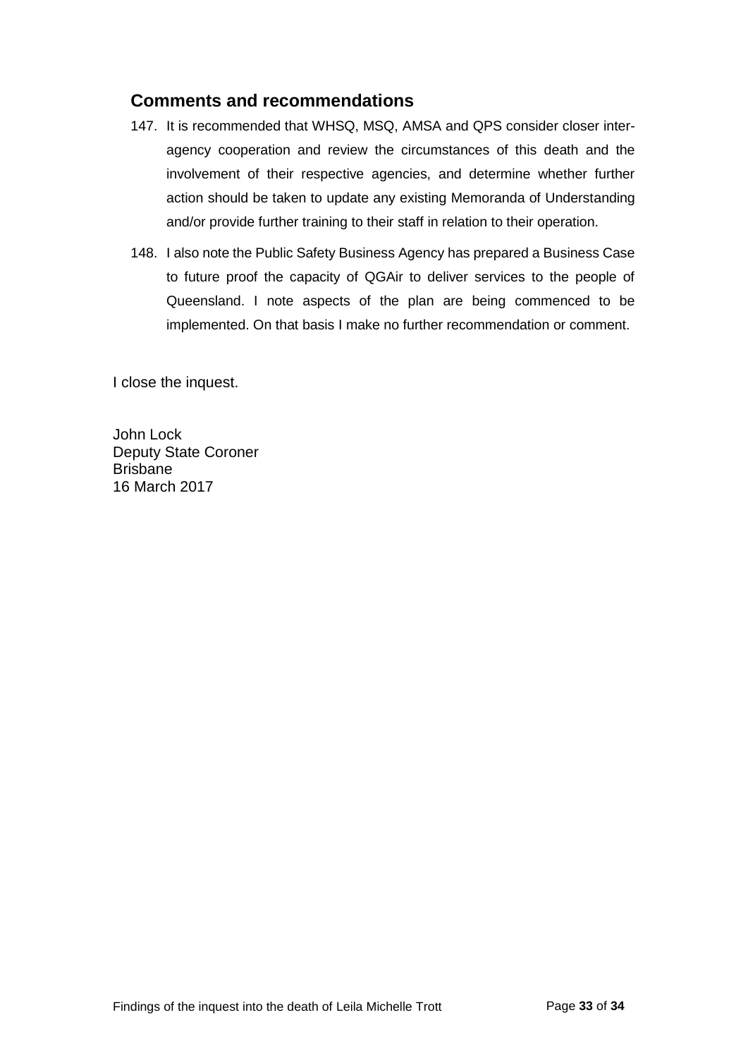## Comments and recommendations

147. It is recommended that WHSQ, MSQ, AMSA and QPS consider closer inter-agency cooperation and review the circumstances of this death and the involvement of their respective agencies, and determine whether further action should be taken to update any existing Memoranda of Understanding and/or provide further training to their staff in relation to their operation.

148. I also note the Public Safety Business Agency has prepared a Business Case to future proof the capacity of QGAir to deliver services to the people of Queensland. I note aspects of the plan are being commenced to be implemented. On that basis I make no further recommendation or comment.

I close the inquest.

John Lock
Deputy State Coroner
Brisbane
16 March 2017